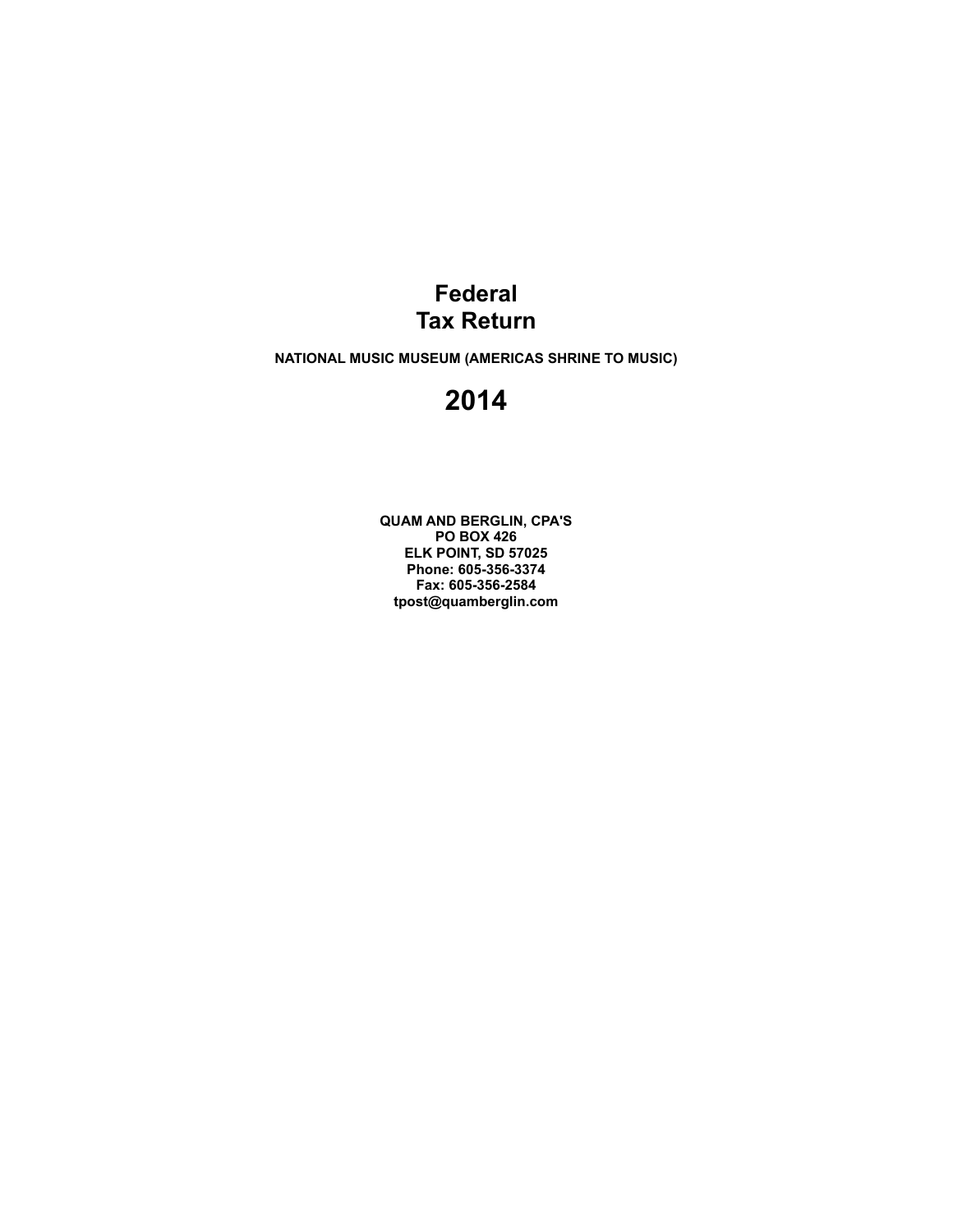# Federal
# Tax Return

**NATIONAL MUSIC MUSEUM (AMERICAS SHRINE TO MUSIC)**

# 2014

**QUAM AND BERGLIN, CPA'S**
**PO BOX 426**
**ELK POINT, SD 57025**
**Phone: 605-356-3374**
**Fax: 605-356-2584**
**tpost@quamberglin.com**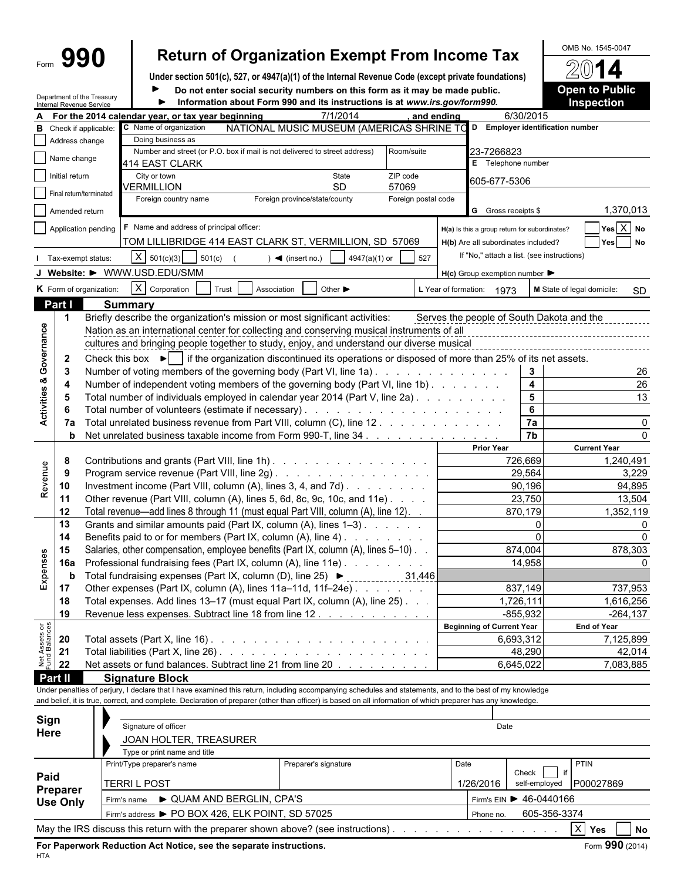Form **990**

Department of the Treasury
Internal Revenue Service

# Return of Organization Exempt From Income Tax

**Under section 501(c), 527, or 4947(a)(1) of the Internal Revenue Code (except private foundations)**

► **Do not enter social security numbers on this form as it may be made public.**

► **Information about Form 990 and its instructions is at *www.irs.gov/form990.***

OMB No. 1545-0047

**2014**

**Open to Public Inspection**

**A** For the 2014 calendar year, or tax year beginning 7/1/2014 , and ending 6/30/2015

**B** Check if applicable:
- ☐ Address change
- ☐ Name change
- ☐ Initial return
- ☐ Final return/terminated
- ☐ Amended return
- ☐ Application pending

**C** Name of organization: NATIONAL MUSIC MUSEUM (AMERICAS SHRINE TO

Doing business as

Number and street (or P.O. box if mail is not delivered to street address): 414 EAST CLARK | Room/suite

City or town: VERMILLION | State: SD | ZIP code: 57069

Foreign country name | Foreign province/state/county | Foreign postal code

**D** Employer identification number: 23-7266823

**E** Telephone number: 605-677-5306

**G** Gross receipts $ 1,370,013

**F** Name and address of principal officer: TOM LILLIBRIDGE 414 EAST CLARK ST, VERMILLION, SD 57069

**H(a)** Is this a group return for subordinates? ☐ Yes ☒ No

**H(b)** Are all subordinates included? ☐ Yes ☐ No
If "No," attach a list. (see instructions)

**H(c)** Group exemption number ►

**I** Tax-exempt status: ☒ 501(c)(3) ☐ 501(c) ( ) ◄ (insert no.) ☐ 4947(a)(1) or ☐ 527

**J** Website: ► WWW.USD.EDU/SMM

**K** Form of organization: ☒ Corporation ☐ Trust ☐ Association ☐ Other ►

**L** Year of formation: 1973 **M** State of legal domicile: SD

## Part I Summary

### Activities & Governance

1 Briefly describe the organization's mission or most significant activities: Serves the people of South Dakota and the Nation as an international center for collecting and conserving musical instruments of all cultures and bringing people together to study, enjoy, and understand our diverse musical

2 Check this box ► ☐ if the organization discontinued its operations or disposed of more than 25% of its net assets.

| | | Line | |
|---|---|---|---|
| 3 | Number of voting members of the governing body (Part VI, line 1a) | 3 | 26 |
| 4 | Number of independent voting members of the governing body (Part VI, line 1b) | 4 | 26 |
| 5 | Total number of individuals employed in calendar year 2014 (Part V, line 2a) | 5 | 13 |
| 6 | Total number of volunteers (estimate if necessary) | 6 | |
| 7a | Total unrelated business revenue from Part VIII, column (C), line 12 | 7a | 0 |
| b | Net unrelated business taxable income from Form 990-T, line 34 | 7b | 0 |

### Revenue / Expenses

| | | Prior Year | Current Year |
|---|---|---|---|
| 8 | Contributions and grants (Part VIII, line 1h) | 726,669 | 1,240,491 |
| 9 | Program service revenue (Part VIII, line 2g) | 29,564 | 3,229 |
| 10 | Investment income (Part VIII, column (A), lines 3, 4, and 7d) | 90,196 | 94,895 |
| 11 | Other revenue (Part VIII, column (A), lines 5, 6d, 8c, 9c, 10c, and 11e) | 23,750 | 13,504 |
| 12 | Total revenue—add lines 8 through 11 (must equal Part VIII, column (A), line 12) | 870,179 | 1,352,119 |
| 13 | Grants and similar amounts paid (Part IX, column (A), lines 1–3) | 0 | 0 |
| 14 | Benefits paid to or for members (Part IX, column (A), line 4) | 0 | 0 |
| 15 | Salaries, other compensation, employee benefits (Part IX, column (A), lines 5–10) | 874,004 | 878,303 |
| 16a | Professional fundraising fees (Part IX, column (A), line 11e) | 14,958 | 0 |
| b | Total fundraising expenses (Part IX, column (D), line 25) ► 31,446 | | |
| 17 | Other expenses (Part IX, column (A), lines 11a–11d, 11f–24e) | 837,149 | 737,953 |
| 18 | Total expenses. Add lines 13–17 (must equal Part IX, column (A), line 25) | 1,726,111 | 1,616,256 |
| 19 | Revenue less expenses. Subtract line 18 from line 12 | -855,932 | -264,137 |

### Net Assets or Fund Balances

| | | Beginning of Current Year | End of Year |
|---|---|---|---|
| 20 | Total assets (Part X, line 16) | 6,693,312 | 7,125,899 |
| 21 | Total liabilities (Part X, line 26) | 48,290 | 42,014 |
| 22 | Net assets or fund balances. Subtract line 21 from line 20 | 6,645,022 | 7,083,885 |

## Part II Signature Block

Under penalties of perjury, I declare that I have examined this return, including accompanying schedules and statements, and to the best of my knowledge and belief, it is true, correct, and complete. Declaration of preparer (other than officer) is based on all information of which preparer has any knowledge.

**Sign Here**

Signature of officer | Date

JOAN HOLTER, TREASURER
Type or print name and title

**Paid Preparer Use Only**

| Print/Type preparer's name | Preparer's signature | Date | Check ☐ if self-employed | PTIN |
|---|---|---|---|---|
| TERRI L POST | | 1/26/2016 | | P00027869 |

Firm's name ► QUAM AND BERGLIN, CPA'S | Firm's EIN ► 46-0440166

Firm's address ► PO BOX 426, ELK POINT, SD 57025 | Phone no. 605-356-3374

May the IRS discuss this return with the preparer shown above? (see instructions) ☒ Yes ☐ No

**For Paperwork Reduction Act Notice, see the separate instructions.** Form **990** (2014)

HTA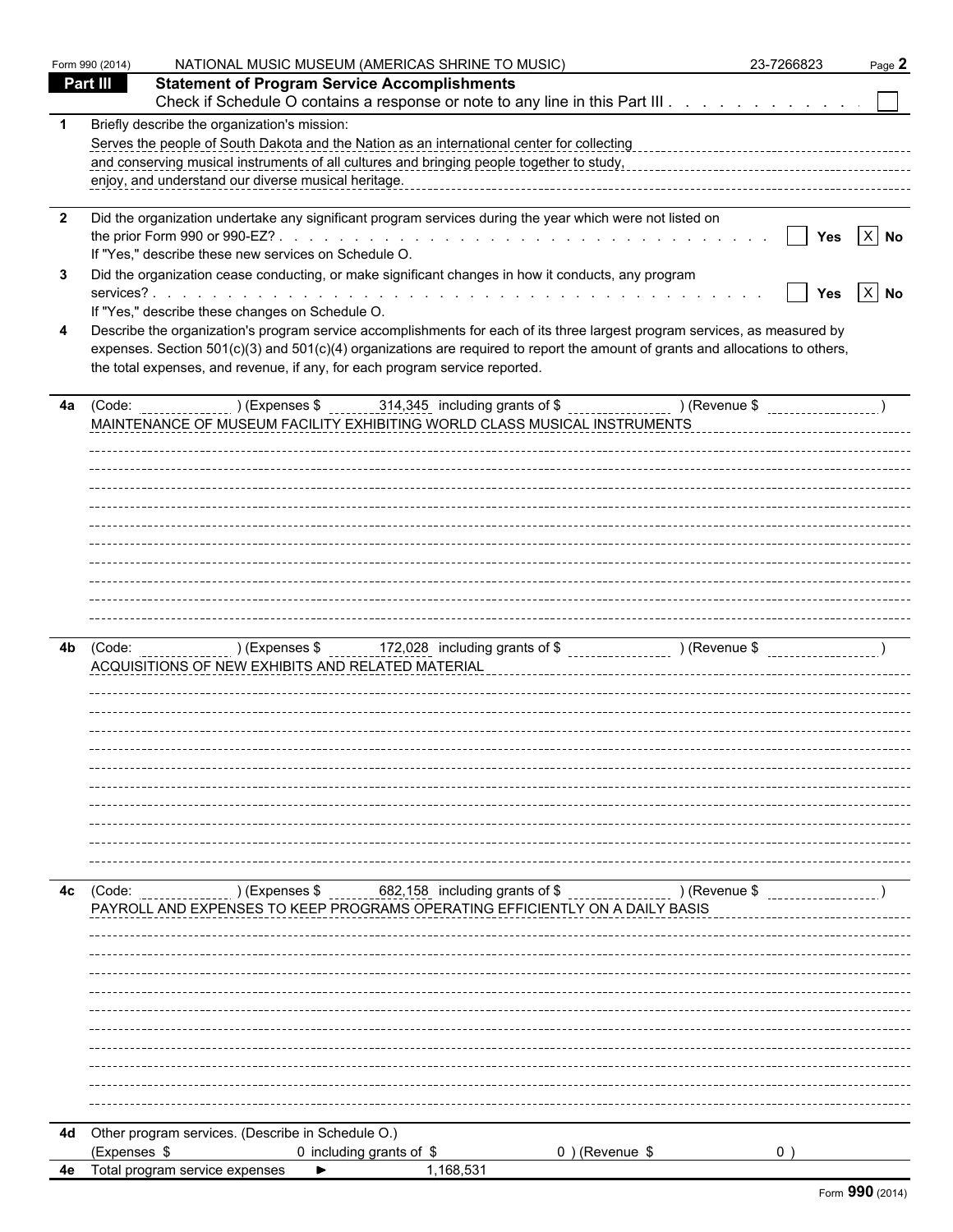Form 990 (2014) NATIONAL MUSIC MUSEUM (AMERICAS SHRINE TO MUSIC) 23-7266823 Page **2**

## Part III Statement of Program Service Accomplishments

Check if Schedule O contains a response or note to any line in this Part III . . . . . . . . . . . . ☐

**1** Briefly describe the organization's mission:

Serves the people of South Dakota and the Nation as an international center for collecting and conserving musical instruments of all cultures and bringing people together to study, enjoy, and understand our diverse musical heritage.

**2** Did the organization undertake any significant program services during the year which were not listed on the prior Form 990 or 990-EZ? . . . . . . . . . . . . . . . . . . . . . . . . . . . . . . ☐ **Yes** ☒ **No**

If "Yes," describe these new services on Schedule O.

**3** Did the organization cease conducting, or make significant changes in how it conducts, any program services? . . . . . . . . . . . . . . . . . . . . . . . . . . . . . . . . . . . . . . . . ☐ **Yes** ☒ **No**

If "Yes," describe these changes on Schedule O.

**4** Describe the organization's program service accomplishments for each of its three largest program services, as measured by expenses. Section 501(c)(3) and 501(c)(4) organizations are required to report the amount of grants and allocations to others, the total expenses, and revenue, if any, for each program service reported.

**4a** (Code: ) (Expenses $ 314,345 including grants of $ ) (Revenue $ )

MAINTENANCE OF MUSEUM FACILITY EXHIBITING WORLD CLASS MUSICAL INSTRUMENTS

**4b** (Code: ) (Expenses $ 172,028 including grants of $ ) (Revenue $ )

ACQUISITIONS OF NEW EXHIBITS AND RELATED MATERIAL

**4c** (Code: ) (Expenses $ 682,158 including grants of $ ) (Revenue $ )

PAYROLL AND EXPENSES TO KEEP PROGRAMS OPERATING EFFICIENTLY ON A DAILY BASIS

**4d** Other program services. (Describe in Schedule O.)

(Expenses $ 0 including grants of $ 0 ) (Revenue $ 0 )

**4e** Total program service expenses ► 1,168,531

Form **990** (2014)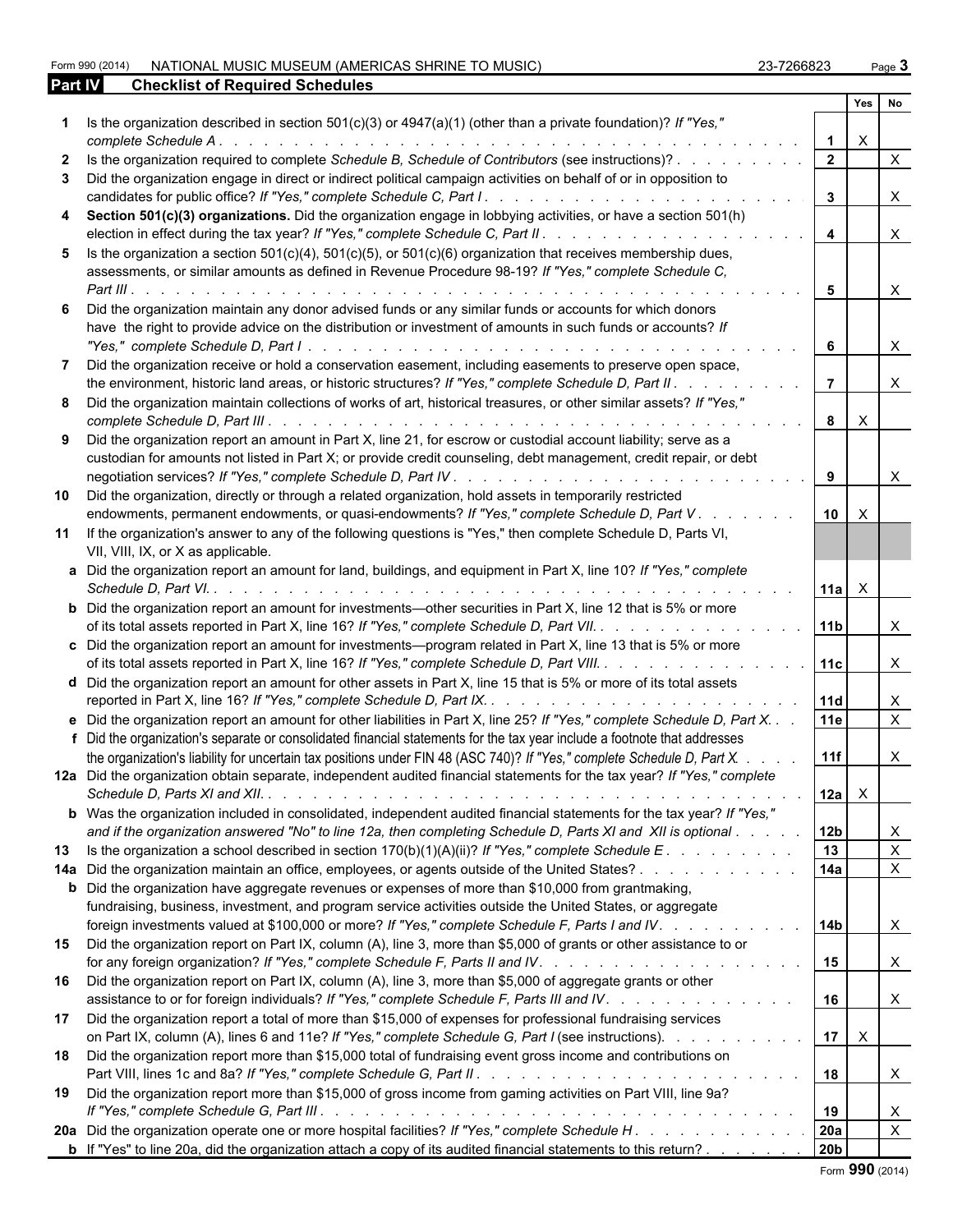Form 990 (2014) NATIONAL MUSIC MUSEUM (AMERICAS SHRINE TO MUSIC) 23-7266823

## Part IV Checklist of Required Schedules

| | | | Yes | No |
|---|---|---|---|---|
| **1** | Is the organization described in section 501(c)(3) or 4947(a)(1) (other than a private foundation)? *If "Yes," complete Schedule A* | 1 | X | |
| **2** | Is the organization required to complete *Schedule B, Schedule of Contributors* (see instructions)? | 2 | | X |
| **3** | Did the organization engage in direct or indirect political campaign activities on behalf of or in opposition to candidates for public office? *If "Yes," complete Schedule C, Part I* | 3 | | X |
| **4** | **Section 501(c)(3) organizations.** Did the organization engage in lobbying activities, or have a section 501(h) election in effect during the tax year? *If "Yes," complete Schedule C, Part II* | 4 | | X |
| **5** | Is the organization a section 501(c)(4), 501(c)(5), or 501(c)(6) organization that receives membership dues, assessments, or similar amounts as defined in Revenue Procedure 98-19? *If "Yes," complete Schedule C, Part III* | 5 | | X |
| **6** | Did the organization maintain any donor advised funds or any similar funds or accounts for which donors have the right to provide advice on the distribution or investment of amounts in such funds or accounts? *If "Yes," complete Schedule D, Part I* | 6 | | X |
| **7** | Did the organization receive or hold a conservation easement, including easements to preserve open space, the environment, historic land areas, or historic structures? *If "Yes," complete Schedule D, Part II* | 7 | | X |
| **8** | Did the organization maintain collections of works of art, historical treasures, or other similar assets? *If "Yes," complete Schedule D, Part III* | 8 | X | |
| **9** | Did the organization report an amount in Part X, line 21, for escrow or custodial account liability; serve as a custodian for amounts not listed in Part X; or provide credit counseling, debt management, credit repair, or debt negotiation services? *If "Yes," complete Schedule D, Part IV* | 9 | | X |
| **10** | Did the organization, directly or through a related organization, hold assets in temporarily restricted endowments, permanent endowments, or quasi-endowments? *If "Yes," complete Schedule D, Part V* | 10 | X | |
| **11** | If the organization's answer to any of the following questions is "Yes," then complete Schedule D, Parts VI, VII, VIII, IX, or X as applicable. | | | |
| **a** | Did the organization report an amount for land, buildings, and equipment in Part X, line 10? *If "Yes," complete Schedule D, Part VI.* | 11a | X | |
| **b** | Did the organization report an amount for investments—other securities in Part X, line 12 that is 5% or more of its total assets reported in Part X, line 16? *If "Yes," complete Schedule D, Part VII.* | 11b | | X |
| **c** | Did the organization report an amount for investments—program related in Part X, line 13 that is 5% or more of its total assets reported in Part X, line 16? *If "Yes," complete Schedule D, Part VIII.* | 11c | | X |
| **d** | Did the organization report an amount for other assets in Part X, line 15 that is 5% or more of its total assets reported in Part X, line 16? *If "Yes," complete Schedule D, Part IX.* | 11d | | X |
| **e** | Did the organization report an amount for other liabilities in Part X, line 25? *If "Yes," complete Schedule D, Part X.* | 11e | | X |
| **f** | Did the organization's separate or consolidated financial statements for the tax year include a footnote that addresses the organization's liability for uncertain tax positions under FIN 48 (ASC 740)? *If "Yes," complete Schedule D, Part X.* | 11f | | X |
| **12a** | Did the organization obtain separate, independent audited financial statements for the tax year? *If "Yes," complete Schedule D, Parts XI and XII.* | 12a | X | |
| **b** | Was the organization included in consolidated, independent audited financial statements for the tax year? *If "Yes," and if the organization answered "No" to line 12a, then completing Schedule D, Parts XI and XII is optional* | 12b | | X |
| **13** | Is the organization a school described in section 170(b)(1)(A)(ii)? *If "Yes," complete Schedule E* | 13 | | X |
| **14a** | Did the organization maintain an office, employees, or agents outside of the United States? | 14a | | X |
| **b** | Did the organization have aggregate revenues or expenses of more than $10,000 from grantmaking, fundraising, business, investment, and program service activities outside the United States, or aggregate foreign investments valued at $100,000 or more? *If "Yes," complete Schedule F, Parts I and IV* | 14b | | X |
| **15** | Did the organization report on Part IX, column (A), line 3, more than $5,000 of grants or other assistance to or for any foreign organization? *If "Yes," complete Schedule F, Parts II and IV* | 15 | | X |
| **16** | Did the organization report on Part IX, column (A), line 3, more than $5,000 of aggregate grants or other assistance to or for foreign individuals? *If "Yes," complete Schedule F, Parts III and IV* | 16 | | X |
| **17** | Did the organization report a total of more than $15,000 of expenses for professional fundraising services on Part IX, column (A), lines 6 and 11e? *If "Yes," complete Schedule G, Part I* (see instructions) | 17 | X | |
| **18** | Did the organization report more than $15,000 total of fundraising event gross income and contributions on Part VIII, lines 1c and 8a? *If "Yes," complete Schedule G, Part II* | 18 | | X |
| **19** | Did the organization report more than $15,000 of gross income from gaming activities on Part VIII, line 9a? *If "Yes," complete Schedule G, Part III* | 19 | | X |
| **20a** | Did the organization operate one or more hospital facilities? *If "Yes," complete Schedule H* | 20a | | X |
| **b** | If "Yes" to line 20a, did the organization attach a copy of its audited financial statements to this return? | 20b | | |

Form **990** (2014)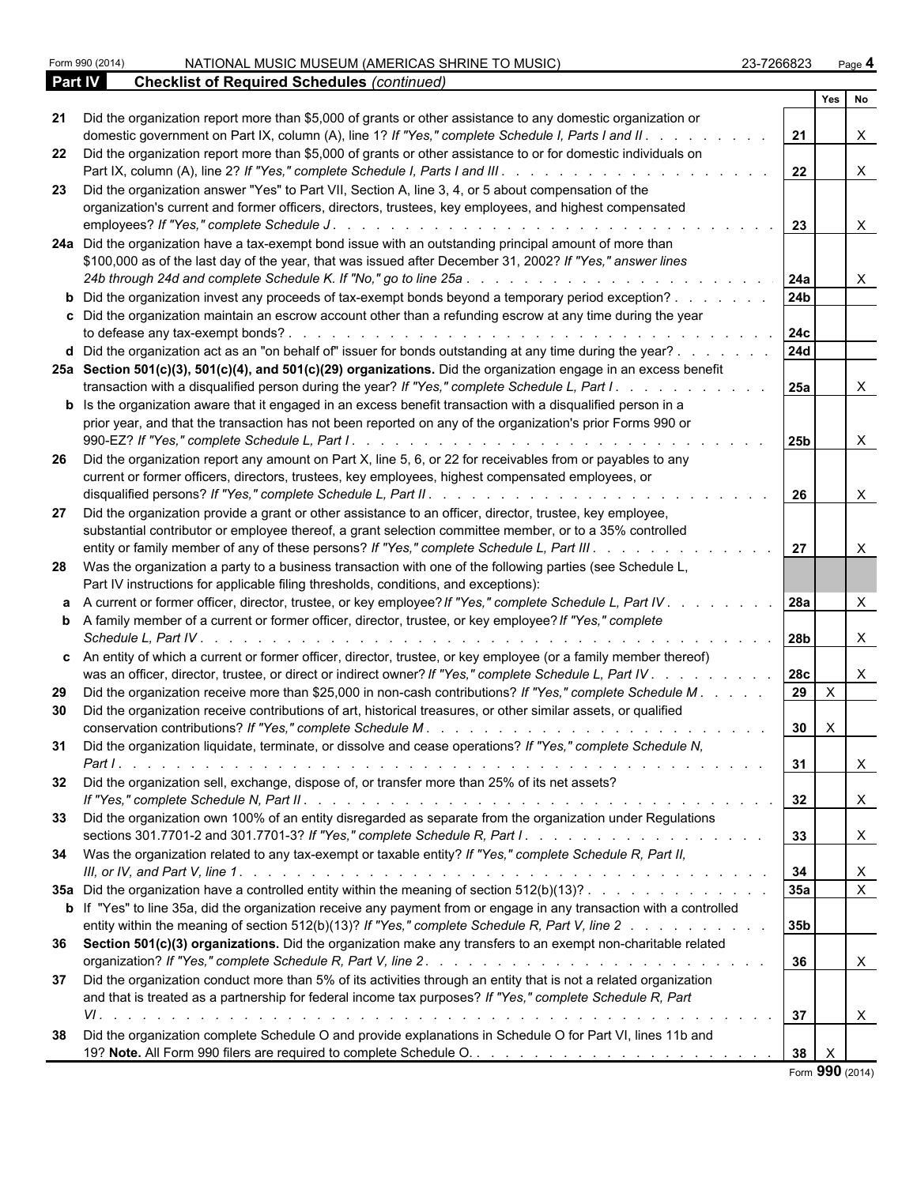Form 990 (2014) NATIONAL MUSIC MUSEUM (AMERICAS SHRINE TO MUSIC) 23-7266823 Page 4

**Part IV** **Checklist of Required Schedules** *(continued)*

| | | | Yes | No |
|---|---|---|---|---|
| **21** | Did the organization report more than $5,000 of grants or other assistance to any domestic organization or domestic government on Part IX, column (A), line 1? *If "Yes," complete Schedule I, Parts I and II* | 21 | | X |
| **22** | Did the organization report more than $5,000 of grants or other assistance to or for domestic individuals on Part IX, column (A), line 2? *If "Yes," complete Schedule I, Parts I and III* | 22 | | X |
| **23** | Did the organization answer "Yes" to Part VII, Section A, line 3, 4, or 5 about compensation of the organization's current and former officers, directors, trustees, key employees, and highest compensated employees? *If "Yes," complete Schedule J* | 23 | | X |
| **24a** | Did the organization have a tax-exempt bond issue with an outstanding principal amount of more than $100,000 as of the last day of the year, that was issued after December 31, 2002? *If "Yes," answer lines 24b through 24d and complete Schedule K. If "No," go to line 25a* | 24a | | X |
| **b** | Did the organization invest any proceeds of tax-exempt bonds beyond a temporary period exception? | 24b | | |
| **c** | Did the organization maintain an escrow account other than a refunding escrow at any time during the year to defease any tax-exempt bonds? | 24c | | |
| **d** | Did the organization act as an "on behalf of" issuer for bonds outstanding at any time during the year? | 24d | | |
| **25a** | **Section 501(c)(3), 501(c)(4), and 501(c)(29) organizations.** Did the organization engage in an excess benefit transaction with a disqualified person during the year? *If "Yes," complete Schedule L, Part I* | 25a | | X |
| **b** | Is the organization aware that it engaged in an excess benefit transaction with a disqualified person in a prior year, and that the transaction has not been reported on any of the organization's prior Forms 990 or 990-EZ? *If "Yes," complete Schedule L, Part I* | 25b | | X |
| **26** | Did the organization report any amount on Part X, line 5, 6, or 22 for receivables from or payables to any current or former officers, directors, trustees, key employees, highest compensated employees, or disqualified persons? *If "Yes," complete Schedule L, Part II* | 26 | | X |
| **27** | Did the organization provide a grant or other assistance to an officer, director, trustee, key employee, substantial contributor or employee thereof, a grant selection committee member, or to a 35% controlled entity or family member of any of these persons? *If "Yes," complete Schedule L, Part III* | 27 | | X |
| **28** | Was the organization a party to a business transaction with one of the following parties (see Schedule L, Part IV instructions for applicable filing thresholds, conditions, and exceptions): | | | |
| **a** | A current or former officer, director, trustee, or key employee? *If "Yes," complete Schedule L, Part IV* | 28a | | X |
| **b** | A family member of a current or former officer, director, trustee, or key employee? *If "Yes," complete Schedule L, Part IV* | 28b | | X |
| **c** | An entity of which a current or former officer, director, trustee, or key employee (or a family member thereof) was an officer, director, trustee, or direct or indirect owner? *If "Yes," complete Schedule L, Part IV* | 28c | | X |
| **29** | Did the organization receive more than $25,000 in non-cash contributions? *If "Yes," complete Schedule M* | 29 | X | |
| **30** | Did the organization receive contributions of art, historical treasures, or other similar assets, or qualified conservation contributions? *If "Yes," complete Schedule M* | 30 | X | |
| **31** | Did the organization liquidate, terminate, or dissolve and cease operations? *If "Yes," complete Schedule N, Part I* | 31 | | X |
| **32** | Did the organization sell, exchange, dispose of, or transfer more than 25% of its net assets? *If "Yes," complete Schedule N, Part II* | 32 | | X |
| **33** | Did the organization own 100% of an entity disregarded as separate from the organization under Regulations sections 301.7701-2 and 301.7701-3? *If "Yes," complete Schedule R, Part I* | 33 | | X |
| **34** | Was the organization related to any tax-exempt or taxable entity? *If "Yes," complete Schedule R, Part II, III, or IV, and Part V, line 1* | 34 | | X |
| **35a** | Did the organization have a controlled entity within the meaning of section 512(b)(13)? | 35a | | X |
| **b** | If "Yes" to line 35a, did the organization receive any payment from or engage in any transaction with a controlled entity within the meaning of section 512(b)(13)? *If "Yes," complete Schedule R, Part V, line 2* | 35b | | |
| **36** | **Section 501(c)(3) organizations.** Did the organization make any transfers to an exempt non-charitable related organization? *If "Yes," complete Schedule R, Part V, line 2* | 36 | | X |
| **37** | Did the organization conduct more than 5% of its activities through an entity that is not a related organization and that is treated as a partnership for federal income tax purposes? *If "Yes," complete Schedule R, Part VI* | 37 | | X |
| **38** | Did the organization complete Schedule O and provide explanations in Schedule O for Part VI, lines 11b and 19? **Note.** All Form 990 filers are required to complete Schedule O. | 38 | X | |

Form **990** (2014)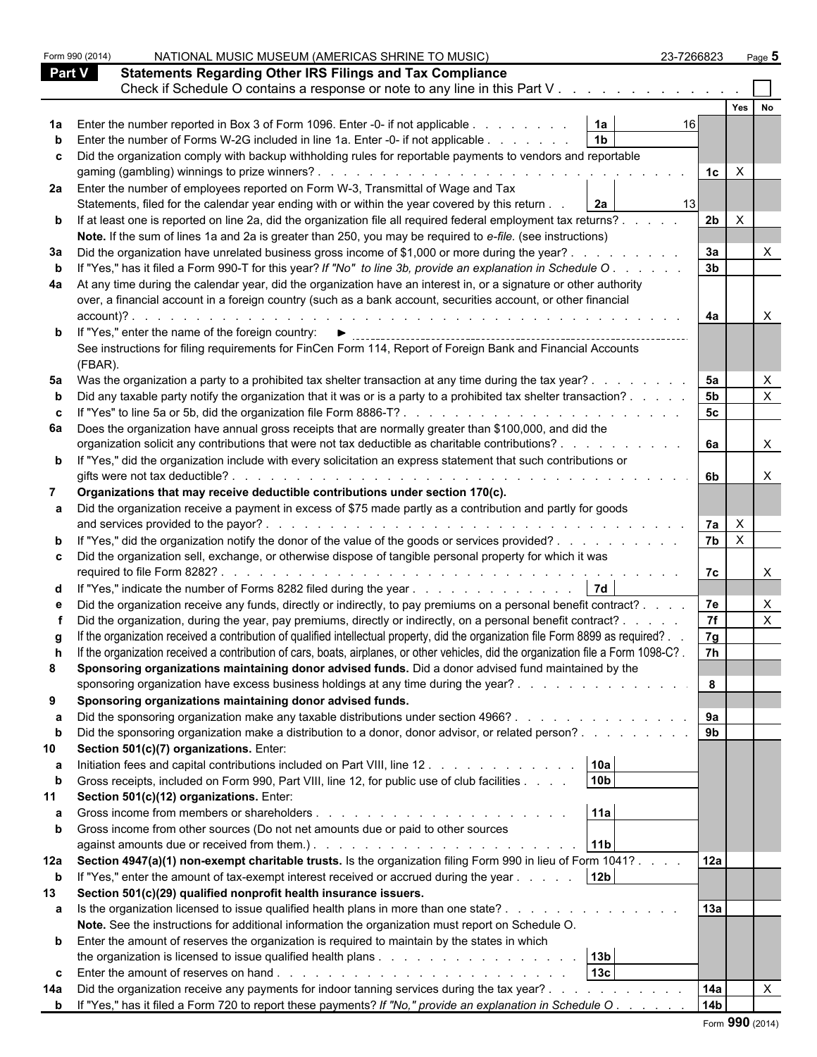Form 990 (2014) NATIONAL MUSIC MUSEUM (AMERICAS SHRINE TO MUSIC) 23-7266823 Page 5

## Part V Statements Regarding Other IRS Filings and Tax Compliance

Check if Schedule O contains a response or note to any line in this Part V . . . . . . . . . . . . . ☐

| | | | | | Yes | No |
|---|---|---|---|---|---|---|
| **1a** | Enter the number reported in Box 3 of Form 1096. Enter -0- if not applicable . . . . . . . . | **1a** | 16 | | | |
| **b** | Enter the number of Forms W-2G included in line 1a. Enter -0- if not applicable . . . . . . . | **1b** | | | | |
| **c** | Did the organization comply with backup withholding rules for reportable payments to vendors and reportable gaming (gambling) winnings to prize winners? . . . . . . . . . . . . . . . . . . . . . . . . . . . . | | | **1c** | X | |
| **2a** | Enter the number of employees reported on Form W-3, Transmittal of Wage and Tax Statements, filed for the calendar year ending with or within the year covered by this return . . | **2a** | 13 | | | |
| **b** | If at least one is reported on line 2a, did the organization file all required federal employment tax returns? . . . . . | | | **2b** | X | |
| | **Note.** If the sum of lines 1a and 2a is greater than 250, you may be required to *e-file.* (see instructions) | | | | | |
| **3a** | Did the organization have unrelated business gross income of $1,000 or more during the year? . . . . . . . . . | | | **3a** | | X |
| **b** | If "Yes," has it filed a Form 990-T for this year? *If "No" to line 3b, provide an explanation in Schedule O* . . . . . . | | | **3b** | | |
| **4a** | At any time during the calendar year, did the organization have an interest in, or a signature or other authority over, a financial account in a foreign country (such as a bank account, securities account, or other financial account)? . . . . . . . . . . . . . . . . . . . . . . . . . . . . . . . . . . . . . . . . . . | | | **4a** | | X |
| **b** | If "Yes," enter the name of the foreign country: ► | | | | | |
| | See instructions for filing requirements for FinCen Form 114, Report of Foreign Bank and Financial Accounts (FBAR). | | | | | |
| **5a** | Was the organization a party to a prohibited tax shelter transaction at any time during the tax year? . . . . . . . . | | | **5a** | | X |
| **b** | Did any taxable party notify the organization that it was or is a party to a prohibited tax shelter transaction? . . . . . | | | **5b** | | X |
| **c** | If "Yes" to line 5a or 5b, did the organization file Form 8886-T? . . . . . . . . . . . . . . . . . . . . . . | | | **5c** | | |
| **6a** | Does the organization have annual gross receipts that are normally greater than $100,000, and did the organization solicit any contributions that were not tax deductible as charitable contributions? . . . . . . . . . . | | | **6a** | | X |
| **b** | If "Yes," did the organization include with every solicitation an express statement that such contributions or gifts were not tax deductible? . . . . . . . . . . . . . . . . . . . . . . . . . . . . . . . . . . . . . | | | **6b** | | X |
| **7** | **Organizations that may receive deductible contributions under section 170(c).** | | | | | |
| **a** | Did the organization receive a payment in excess of $75 made partly as a contribution and partly for goods and services provided to the payor? . . . . . . . . . . . . . . . . . . . . . . . . . . . . . . . . . | | | **7a** | X | |
| **b** | If "Yes," did the organization notify the donor of the value of the goods or services provided? . . . . . . . . . . | | | **7b** | X | |
| **c** | Did the organization sell, exchange, or otherwise dispose of tangible personal property for which it was required to file Form 8282? . . . . . . . . . . . . . . . . . . . . . . . . . . . . . . . . . . . . . . . | | | **7c** | | X |
| **d** | If "Yes," indicate the number of Forms 8282 filed during the year . . . . . . . . . . . . . . | **7d** | | | | |
| **e** | Did the organization receive any funds, directly or indirectly, to pay premiums on a personal benefit contract? . . . . | | | **7e** | | X |
| **f** | Did the organization, during the year, pay premiums, directly or indirectly, on a personal benefit contract? . . . . . | | | **7f** | | X |
| **g** | If the organization received a contribution of qualified intellectual property, did the organization file Form 8899 as required? . . | | | **7g** | | |
| **h** | If the organization received a contribution of cars, boats, airplanes, or other vehicles, did the organization file a Form 1098-C? . | | | **7h** | | |
| **8** | **Sponsoring organizations maintaining donor advised funds.** Did a donor advised fund maintained by the sponsoring organization have excess business holdings at any time during the year? . . . . . . . . . . . . . . . | | | **8** | | |
| **9** | **Sponsoring organizations maintaining donor advised funds.** | | | | | |
| **a** | Did the sponsoring organization make any taxable distributions under section 4966? . . . . . . . . . . . . . . . | | | **9a** | | |
| **b** | Did the sponsoring organization make a distribution to a donor, donor advisor, or related person? . . . . . . . . . | | | **9b** | | |
| **10** | **Section 501(c)(7) organizations.** Enter: | | | | | |
| **a** | Initiation fees and capital contributions included on Part VIII, line 12 . . . . . . . . . . . . . | **10a** | | | | |
| **b** | Gross receipts, included on Form 990, Part VIII, line 12, for public use of club facilities . . . . | **10b** | | | | |
| **11** | **Section 501(c)(12) organizations.** Enter: | | | | | |
| **a** | Gross income from members or shareholders . . . . . . . . . . . . . . . . . . . . . | **11a** | | | | |
| **b** | Gross income from other sources (Do not net amounts due or paid to other sources against amounts due or received from them.) . . . . . . . . . . . . . . . . . . . . . . . | **11b** | | | | |
| **12a** | **Section 4947(a)(1) non-exempt charitable trusts.** Is the organization filing Form 990 in lieu of Form 1041? . . . . | | | **12a** | | |
| **b** | If "Yes," enter the amount of tax-exempt interest received or accrued during the year . . . . . | **12b** | | | | |
| **13** | **Section 501(c)(29) qualified nonprofit health insurance issuers.** | | | | | |
| **a** | Is the organization licensed to issue qualified health plans in more than one state? . . . . . . . . . . . . . . . | | | **13a** | | |
| | **Note.** See the instructions for additional information the organization must report on Schedule O. | | | | | |
| **b** | Enter the amount of reserves the organization is required to maintain by the states in which the organization is licensed to issue qualified health plans . . . . . . . . . . . . . . . . . | **13b** | | | | |
| **c** | Enter the amount of reserves on hand . . . . . . . . . . . . . . . . . . . . . . . . . | **13c** | | | | |
| **14a** | Did the organization receive any payments for indoor tanning services during the tax year? . . . . . . . . . . . | | | **14a** | | X |
| **b** | If "Yes," has it filed a Form 720 to report these payments? *If "No," provide an explanation in Schedule O* . . . . . . | | | **14b** | | |

Form **990** (2014)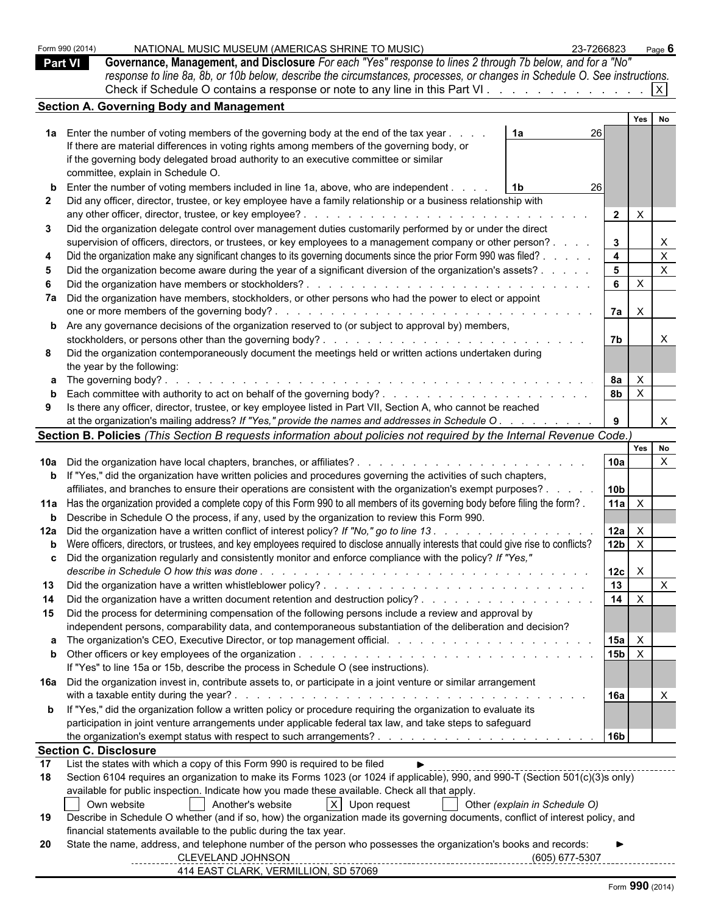Form 990 (2014) NATIONAL MUSIC MUSEUM (AMERICAS SHRINE TO MUSIC) 23-7266823 Page 6

## Part VI Governance, Management, and Disclosure

*For each "Yes" response to lines 2 through 7b below, and for a "No" response to line 8a, 8b, or 10b below, describe the circumstances, processes, or changes in Schedule O. See instructions.*

Check if Schedule O contains a response or note to any line in this Part VI . . . . . . . . . . . . . [X]

### Section A. Governing Body and Management

| | | | | Yes | No |
|---|---|---|---|---|---|
| **1a** | Enter the number of voting members of the governing body at the end of the tax year . . . . If there are material differences in voting rights among members of the governing body, or if the governing body delegated broad authority to an executive committee or similar committee, explain in Schedule O. | 1a 26 | | | |
| **b** | Enter the number of voting members included in line 1a, above, who are independent . . . . | 1b 26 | | | |
| **2** | Did any officer, director, trustee, or key employee have a family relationship or a business relationship with any other officer, director, trustee, or key employee? | | 2 | X | |
| **3** | Did the organization delegate control over management duties customarily performed by or under the direct supervision of officers, directors, or trustees, or key employees to a management company or other person? | | 3 | | X |
| **4** | Did the organization make any significant changes to its governing documents since the prior Form 990 was filed? | | 4 | | X |
| **5** | Did the organization become aware during the year of a significant diversion of the organization's assets? | | 5 | | X |
| **6** | Did the organization have members or stockholders? | | 6 | X | |
| **7a** | Did the organization have members, stockholders, or other persons who had the power to elect or appoint one or more members of the governing body? | | 7a | X | |
| **b** | Are any governance decisions of the organization reserved to (or subject to approval by) members, stockholders, or persons other than the governing body? | | 7b | | X |
| **8** | Did the organization contemporaneously document the meetings held or written actions undertaken during the year by the following: | | | | |
| **a** | The governing body? | | 8a | X | |
| **b** | Each committee with authority to act on behalf of the governing body? | | 8b | X | |
| **9** | Is there any officer, director, trustee, or key employee listed in Part VII, Section A, who cannot be reached at the organization's mailing address? *If "Yes," provide the names and addresses in Schedule O* | | 9 | | X |

### Section B. Policies *(This Section B requests information about policies not required by the Internal Revenue Code.)*

| | | | Yes | No |
|---|---|---|---|---|
| **10a** | Did the organization have local chapters, branches, or affiliates? | 10a | | X |
| **b** | If "Yes," did the organization have written policies and procedures governing the activities of such chapters, affiliates, and branches to ensure their operations are consistent with the organization's exempt purposes? | 10b | | |
| **11a** | Has the organization provided a complete copy of this Form 990 to all members of its governing body before filing the form? | 11a | X | |
| **b** | Describe in Schedule O the process, if any, used by the organization to review this Form 990. | | | |
| **12a** | Did the organization have a written conflict of interest policy? *If "No," go to line 13* | 12a | X | |
| **b** | Were officers, directors, or trustees, and key employees required to disclose annually interests that could give rise to conflicts? | 12b | X | |
| **c** | Did the organization regularly and consistently monitor and enforce compliance with the policy? *If "Yes," describe in Schedule O how this was done* | 12c | X | |
| **13** | Did the organization have a written whistleblower policy? | 13 | | X |
| **14** | Did the organization have a written document retention and destruction policy? | 14 | X | |
| **15** | Did the process for determining compensation of the following persons include a review and approval by independent persons, comparability data, and contemporaneous substantiation of the deliberation and decision? | | | |
| **a** | The organization's CEO, Executive Director, or top management official. | 15a | X | |
| **b** | Other officers or key employees of the organization. If "Yes" to line 15a or 15b, describe the process in Schedule O (see instructions). | 15b | X | |
| **16a** | Did the organization invest in, contribute assets to, or participate in a joint venture or similar arrangement with a taxable entity during the year? | 16a | | X |
| **b** | If "Yes," did the organization follow a written policy or procedure requiring the organization to evaluate its participation in joint venture arrangements under applicable federal tax law, and take steps to safeguard the organization's exempt status with respect to such arrangements? | 16b | | |

### Section C. Disclosure

**17** List the states with which a copy of this Form 990 is required to be filed ►

**18** Section 6104 requires an organization to make its Forms 1023 (or 1024 if applicable), 990, and 990-T (Section 501(c)(3)s only) available for public inspection. Indicate how you made these available. Check all that apply.

[ ] Own website [ ] Another's website [X] Upon request [ ] Other *(explain in Schedule O)*

**19** Describe in Schedule O whether (and if so, how) the organization made its governing documents, conflict of interest policy, and financial statements available to the public during the tax year.

**20** State the name, address, and telephone number of the person who possesses the organization's books and records: ►

CLEVELAND JOHNSON (605) 677-5307
414 EAST CLARK, VERMILLION, SD 57069

Form **990** (2014)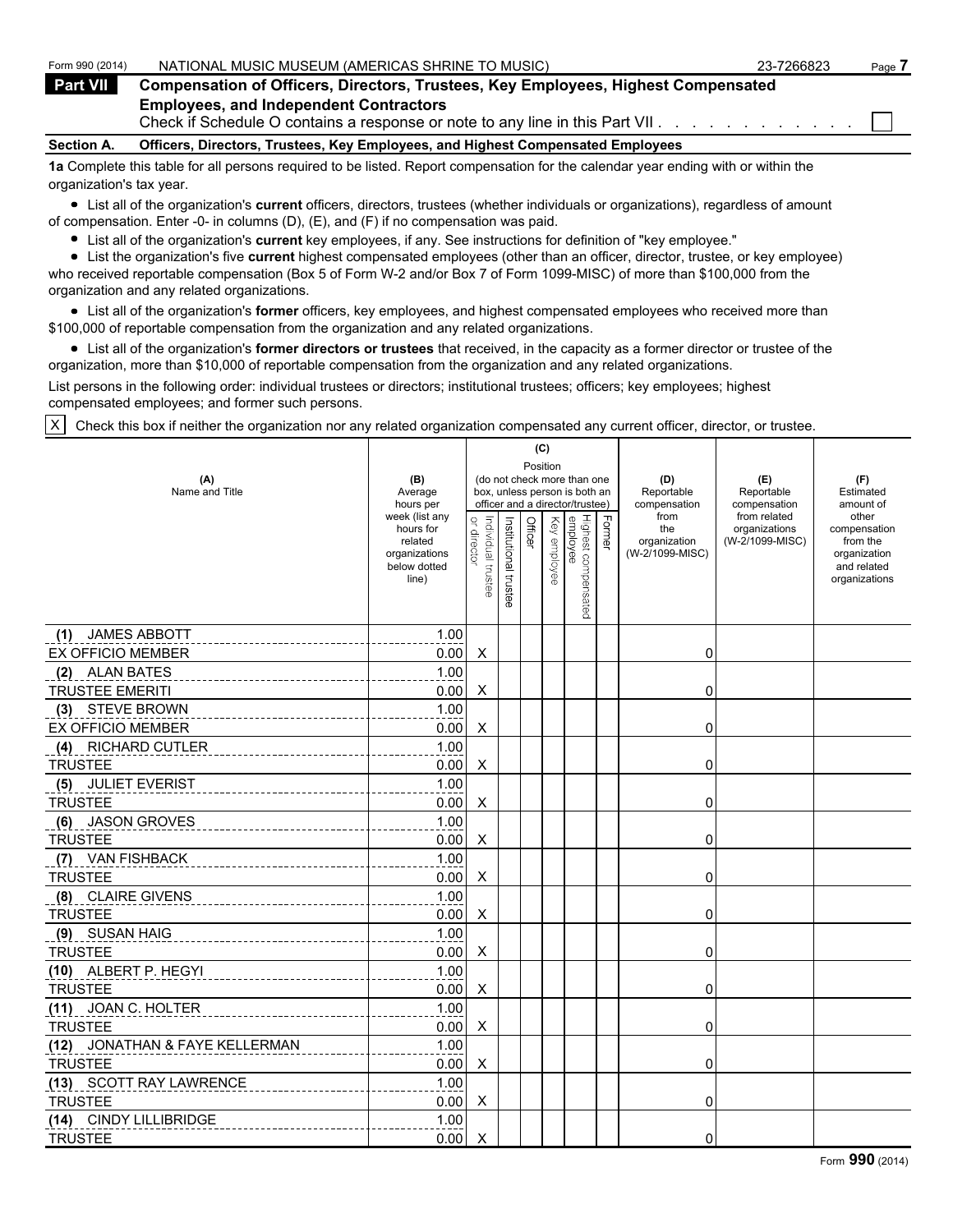Form 990 (2014) NATIONAL MUSIC MUSEUM (AMERICAS SHRINE TO MUSIC) 23-7266823

## Part VII Compensation of Officers, Directors, Trustees, Key Employees, Highest Compensated Employees, and Independent Contractors

Check if Schedule O contains a response or note to any line in this Part VII . . . . . . . . . . . . ☐

### Section A. Officers, Directors, Trustees, Key Employees, and Highest Compensated Employees

**1a** Complete this table for all persons required to be listed. Report compensation for the calendar year ending with or within the organization's tax year.

- List all of the organization's **current** officers, directors, trustees (whether individuals or organizations), regardless of amount of compensation. Enter -0- in columns (D), (E), and (F) if no compensation was paid.
- List all of the organization's **current** key employees, if any. See instructions for definition of "key employee."
- List the organization's five **current** highest compensated employees (other than an officer, director, trustee, or key employee) who received reportable compensation (Box 5 of Form W-2 and/or Box 7 of Form 1099-MISC) of more than $100,000 from the organization and any related organizations.
- List all of the organization's **former** officers, key employees, and highest compensated employees who received more than $100,000 of reportable compensation from the organization and any related organizations.
- List all of the organization's **former directors or trustees** that received, in the capacity as a former director or trustee of the organization, more than $10,000 of reportable compensation from the organization and any related organizations.

List persons in the following order: individual trustees or directors; institutional trustees; officers; key employees; highest compensated employees; and former such persons.

☒ Check this box if neither the organization nor any related organization compensated any current officer, director, or trustee.

| (A) Name and Title | (B) Average hours per week (list any hours for related organizations below dotted line) | (C) Position: Individual trustee or director | Institutional trustee | Officer | Key employee | Highest compensated employee | Former | (D) Reportable compensation from the organization (W-2/1099-MISC) | (E) Reportable compensation from related organizations (W-2/1099-MISC) | (F) Estimated amount of other compensation from the organization and related organizations |
|---|---|---|---|---|---|---|---|---|---|---|
| (1) JAMES ABBOTT<br>EX OFFICIO MEMBER | 1.00<br>0.00 | X | | | | | | 0 | | |
| (2) ALAN BATES<br>TRUSTEE EMERITI | 1.00<br>0.00 | X | | | | | | 0 | | |
| (3) STEVE BROWN<br>EX OFFICIO MEMBER | 1.00<br>0.00 | X | | | | | | 0 | | |
| (4) RICHARD CUTLER<br>TRUSTEE | 1.00<br>0.00 | X | | | | | | 0 | | |
| (5) JULIET EVERIST<br>TRUSTEE | 1.00<br>0.00 | X | | | | | | 0 | | |
| (6) JASON GROVES<br>TRUSTEE | 1.00<br>0.00 | X | | | | | | 0 | | |
| (7) VAN FISHBACK<br>TRUSTEE | 1.00<br>0.00 | X | | | | | | 0 | | |
| (8) CLAIRE GIVENS<br>TRUSTEE | 1.00<br>0.00 | X | | | | | | 0 | | |
| (9) SUSAN HAIG<br>TRUSTEE | 1.00<br>0.00 | X | | | | | | 0 | | |
| (10) ALBERT P. HEGYI<br>TRUSTEE | 1.00<br>0.00 | X | | | | | | 0 | | |
| (11) JOAN C. HOLTER<br>TRUSTEE | 1.00<br>0.00 | X | | | | | | 0 | | |
| (12) JONATHAN & FAYE KELLERMAN<br>TRUSTEE | 1.00<br>0.00 | X | | | | | | 0 | | |
| (13) SCOTT RAY LAWRENCE<br>TRUSTEE | 1.00<br>0.00 | X | | | | | | 0 | | |
| (14) CINDY LILLIBRIDGE<br>TRUSTEE | 1.00<br>0.00 | X | | | | | | 0 | | |

Form **990** (2014)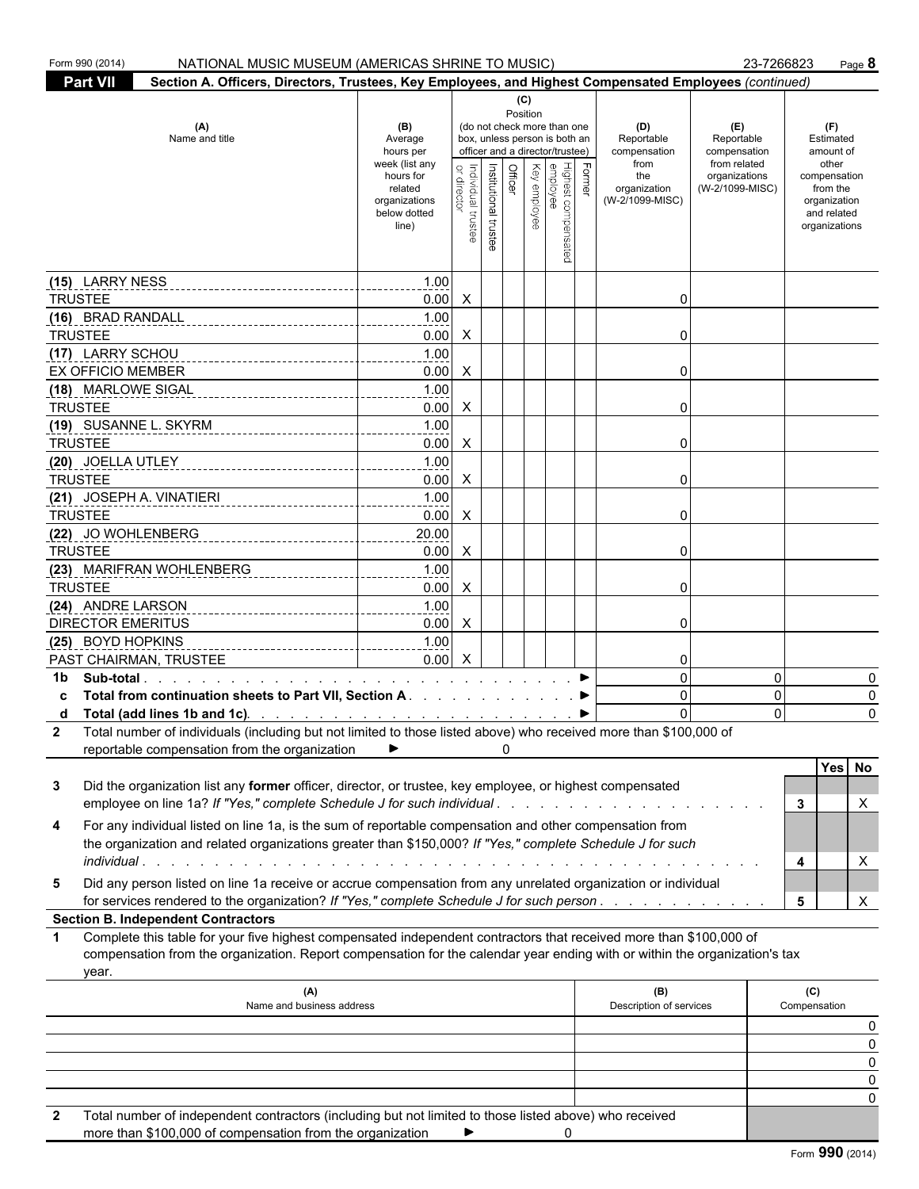Form 990 (2014) NATIONAL MUSIC MUSEUM (AMERICAS SHRINE TO MUSIC) 23-7266823 Page **8**

**Part VII** **Section A. Officers, Directors, Trustees, Key Employees, and Highest Compensated Employees** *(continued)*

| (A) Name and title | (B) Average hours per week (list any hours for related organizations below dotted line) | (C) Position: Individual trustee or director | Institutional trustee | Officer | Key employee | Highest compensated employee | Former | (D) Reportable compensation from the organization (W-2/1099-MISC) | (E) Reportable compensation from related organizations (W-2/1099-MISC) | (F) Estimated amount of other compensation from the organization and related organizations |
|---|---|---|---|---|---|---|---|---|---|---|
| (15) LARRY NESS<br>TRUSTEE | 1.00<br>0.00 | X | | | | | | 0 | | |
| (16) BRAD RANDALL<br>TRUSTEE | 1.00<br>0.00 | X | | | | | | 0 | | |
| (17) LARRY SCHOU<br>EX OFFICIO MEMBER | 1.00<br>0.00 | X | | | | | | 0 | | |
| (18) MARLOWE SIGAL<br>TRUSTEE | 1.00<br>0.00 | X | | | | | | 0 | | |
| (19) SUSANNE L. SKYRM<br>TRUSTEE | 1.00<br>0.00 | X | | | | | | 0 | | |
| (20) JOELLA UTLEY<br>TRUSTEE | 1.00<br>0.00 | X | | | | | | 0 | | |
| (21) JOSEPH A. VINATIERI<br>TRUSTEE | 1.00<br>0.00 | X | | | | | | 0 | | |
| (22) JO WOHLENBERG<br>TRUSTEE | 20.00<br>0.00 | X | | | | | | 0 | | |
| (23) MARIFRAN WOHLENBERG<br>TRUSTEE | 1.00<br>0.00 | X | | | | | | 0 | | |
| (24) ANDRE LARSON<br>DIRECTOR EMERITUS | 1.00<br>0.00 | X | | | | | | 0 | | |
| (25) BOYD HOPKINS<br>PAST CHAIRMAN, TRUSTEE | 1.00<br>0.00 | X | | | | | | 0 | | |
| **1b Sub-total** ► | | | | | | | | 0 | 0 | 0 |
| **c Total from continuation sheets to Part VII, Section A** ► | | | | | | | | 0 | 0 | 0 |
| **d Total (add lines 1b and 1c)** ► | | | | | | | | 0 | 0 | 0 |

**2** Total number of individuals (including but not limited to those listed above) who received more than $100,000 of reportable compensation from the organization ► 0

| | | | Yes | No |
|---|---|---|---|---|
| **3** | Did the organization list any **former** officer, director, or trustee, key employee, or highest compensated employee on line 1a? *If "Yes," complete Schedule J for such individual* | 3 | | X |
| **4** | For any individual listed on line 1a, is the sum of reportable compensation and other compensation from the organization and related organizations greater than $150,000? *If "Yes," complete Schedule J for such individual* | 4 | | X |
| **5** | Did any person listed on line 1a receive or accrue compensation from any unrelated organization or individual for services rendered to the organization? *If "Yes," complete Schedule J for such person* | 5 | | X |

**Section B. Independent Contractors**

**1** Complete this table for your five highest compensated independent contractors that received more than $100,000 of compensation from the organization. Report compensation for the calendar year ending with or within the organization's tax year.

| (A) Name and business address | (B) Description of services | (C) Compensation |
|---|---|---|
| | | 0 |
| | | 0 |
| | | 0 |
| | | 0 |
| | | 0 |

**2** Total number of independent contractors (including but not limited to those listed above) who received more than $100,000 of compensation from the organization ► 0

Form **990** (2014)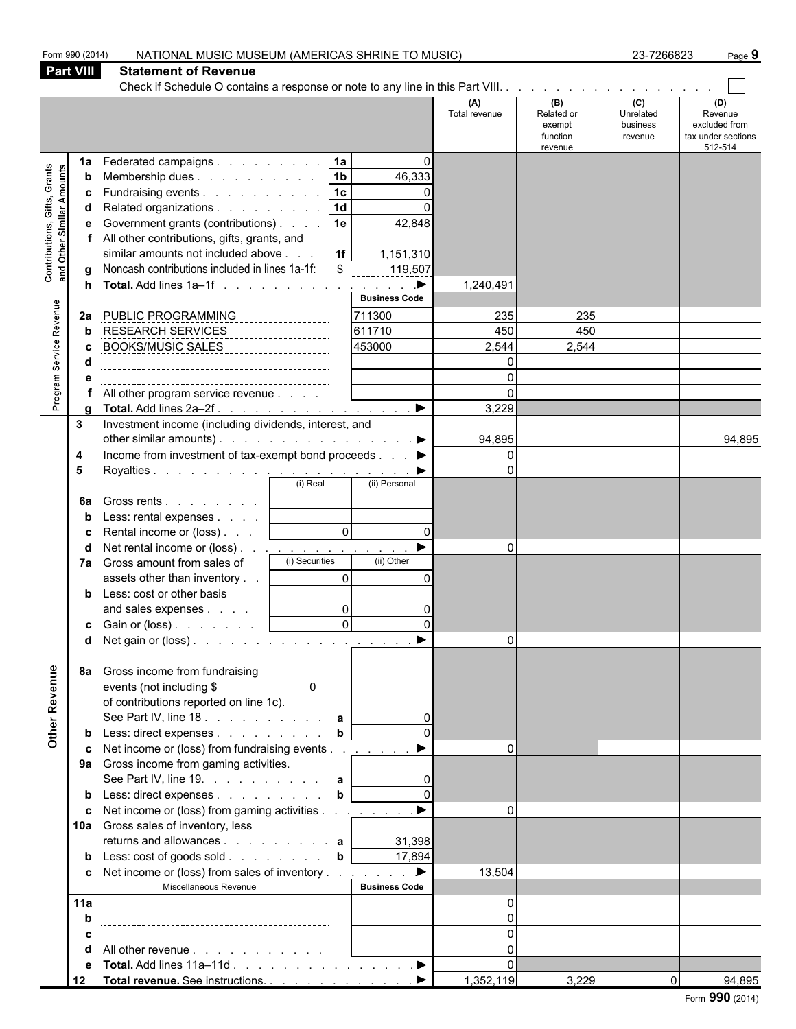Form 990 (2014) NATIONAL MUSIC MUSEUM (AMERICAS SHRINE TO MUSIC) 23-7266823 Page **9**

## Part VIII Statement of Revenue

Check if Schedule O contains a response or note to any line in this Part VIII. . . . . . . . . . . . . . . . . . . . ☐

| | | | | (A) Total revenue | (B) Related or exempt function revenue | (C) Unrelated business revenue | (D) Revenue excluded from tax under sections 512-514 |
|---|---|---|---|---|---|---|---|
| **Contributions, Gifts, Grants and Other Similar Amounts** | 1a Federated campaigns | 1a | 0 | | | | |
| | b Membership dues | 1b | 46,333 | | | | |
| | c Fundraising events | 1c | 0 | | | | |
| | d Related organizations | 1d | 0 | | | | |
| | e Government grants (contributions) | 1e | 42,848 | | | | |
| | f All other contributions, gifts, grants, and similar amounts not included above | 1f | 1,151,310 | | | | |
| | g Noncash contributions included in lines 1a-1f: | $ | 119,507 | | | | |
| | h **Total.** Add lines 1a–1f ▶ | | | 1,240,491 | | | |
| **Program Service Revenue** | | | Business Code | | | | |
| | 2a PUBLIC PROGRAMMING | | 711300 | 235 | 235 | | |
| | b RESEARCH SERVICES | | 611710 | 450 | 450 | | |
| | c BOOKS/MUSIC SALES | | 453000 | 2,544 | 2,544 | | |
| | d | | | 0 | | | |
| | e | | | 0 | | | |
| | f All other program service revenue | | | 0 | | | |
| | g **Total.** Add lines 2a–2f ▶ | | | 3,229 | | | |
| | 3 Investment income (including dividends, interest, and other similar amounts) ▶ | | | 94,895 | | | 94,895 |
| | 4 Income from investment of tax-exempt bond proceeds ▶ | | | 0 | | | |
| | 5 Royalties ▶ | | | 0 | | | |
| | | (i) Real | (ii) Personal | | | | |
| | 6a Gross rents | | | | | | |
| | b Less: rental expenses | | | | | | |
| | c Rental income or (loss) | 0 | 0 | | | | |
| | d Net rental income or (loss) ▶ | | | 0 | | | |
| | | (i) Securities | (ii) Other | | | | |
| | 7a Gross amount from sales of assets other than inventory | 0 | 0 | | | | |
| | b Less: cost or other basis and sales expenses | 0 | 0 | | | | |
| | c Gain or (loss) | 0 | 0 | | | | |
| | d Net gain or (loss) ▶ | | | 0 | | | |
| **Other Revenue** | 8a Gross income from fundraising events (not including $ 0 of contributions reported on line 1c). See Part IV, line 18 | a | 0 | | | | |
| | b Less: direct expenses | b | 0 | | | | |
| | c Net income or (loss) from fundraising events ▶ | | | 0 | | | |
| | 9a Gross income from gaming activities. See Part IV, line 19 | a | 0 | | | | |
| | b Less: direct expenses | b | 0 | | | | |
| | c Net income or (loss) from gaming activities ▶ | | | 0 | | | |
| | 10a Gross sales of inventory, less returns and allowances | a | 31,398 | | | | |
| | b Less: cost of goods sold | b | 17,894 | | | | |
| | c Net income or (loss) from sales of inventory ▶ | | | 13,504 | | | |
| | Miscellaneous Revenue | | Business Code | | | | |
| | 11a | | | 0 | | | |
| | b | | | 0 | | | |
| | c | | | 0 | | | |
| | d All other revenue | | | 0 | | | |
| | e **Total.** Add lines 11a–11d ▶ | | | 0 | | | |
| | 12 **Total revenue.** See instructions. ▶ | | | 1,352,119 | 3,229 | 0 | 94,895 |

Form **990** (2014)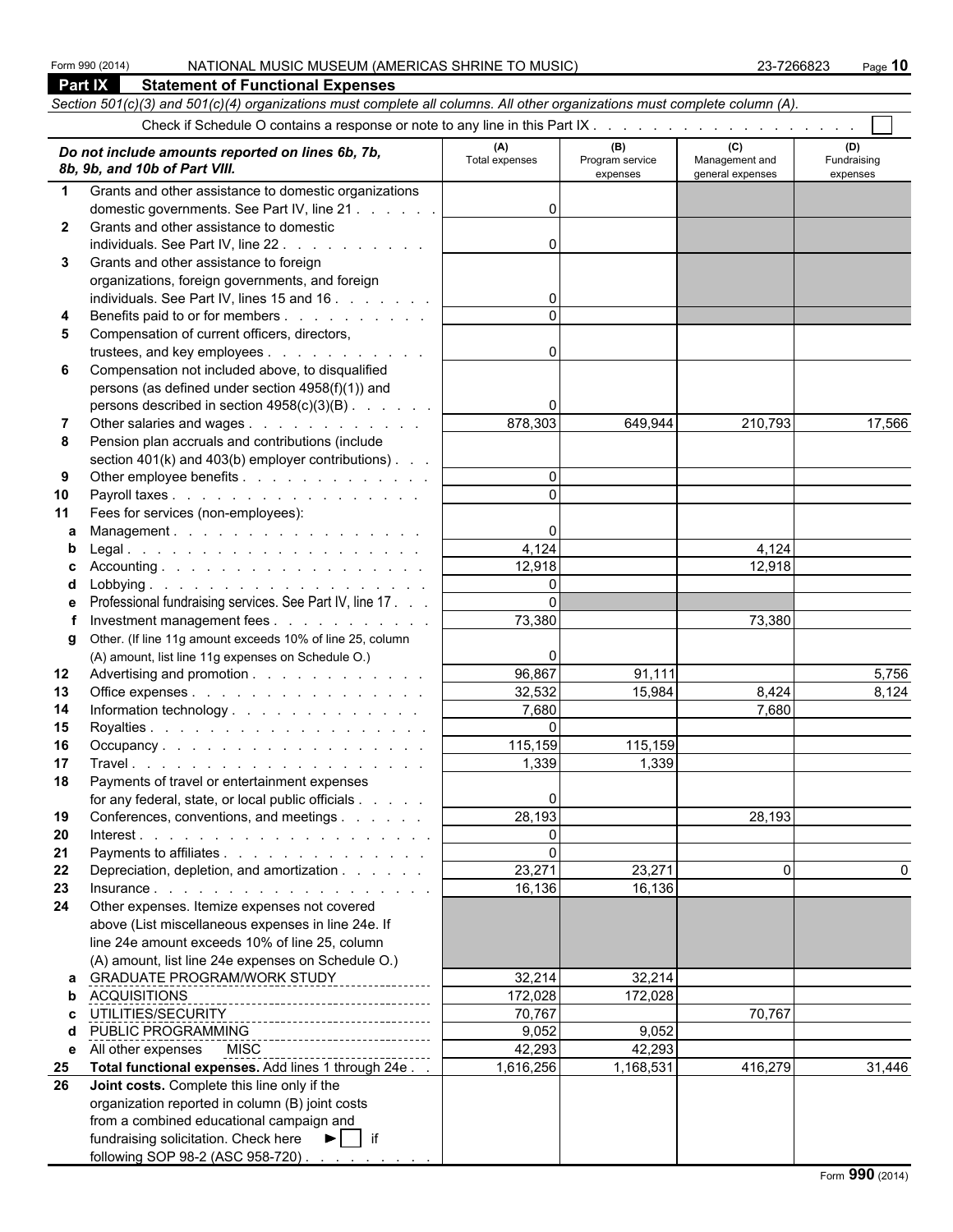Form 990 (2014) NATIONAL MUSIC MUSEUM (AMERICAS SHRINE TO MUSIC) 23-7266823 Page **10**

## Part IX Statement of Functional Expenses

*Section 501(c)(3) and 501(c)(4) organizations must complete all columns. All other organizations must complete column (A).*

Check if Schedule O contains a response or note to any line in this Part IX . . . . . . . . . . . . . . . . . . . . ☐

| *Do not include amounts reported on lines 6b, 7b, 8b, 9b, and 10b of Part VIII.* | (A) Total expenses | (B) Program service expenses | (C) Management and general expenses | (D) Fundraising expenses |
|---|---|---|---|---|
| **1** Grants and other assistance to domestic organizations domestic governments. See Part IV, line 21 | 0 | | | |
| **2** Grants and other assistance to domestic individuals. See Part IV, line 22 | 0 | | | |
| **3** Grants and other assistance to foreign organizations, foreign governments, and foreign individuals. See Part IV, lines 15 and 16 | 0 | | | |
| **4** Benefits paid to or for members | 0 | | | |
| **5** Compensation of current officers, directors, trustees, and key employees | 0 | | | |
| **6** Compensation not included above, to disqualified persons (as defined under section 4958(f)(1)) and persons described in section 4958(c)(3)(B) | 0 | | | |
| **7** Other salaries and wages | 878,303 | 649,944 | 210,793 | 17,566 |
| **8** Pension plan accruals and contributions (include section 401(k) and 403(b) employer contributions) | | | | |
| **9** Other employee benefits | 0 | | | |
| **10** Payroll taxes | 0 | | | |
| **11** Fees for services (non-employees): | | | | |
| **a** Management | 0 | | | |
| **b** Legal | 4,124 | | 4,124 | |
| **c** Accounting | 12,918 | | 12,918 | |
| **d** Lobbying | 0 | | | |
| **e** Professional fundraising services. See Part IV, line 17 | 0 | | | |
| **f** Investment management fees | 73,380 | | 73,380 | |
| **g** Other. (If line 11g amount exceeds 10% of line 25, column (A) amount, list line 11g expenses on Schedule O.) | 0 | | | |
| **12** Advertising and promotion | 96,867 | 91,111 | | 5,756 |
| **13** Office expenses | 32,532 | 15,984 | 8,424 | 8,124 |
| **14** Information technology | 7,680 | | 7,680 | |
| **15** Royalties | 0 | | | |
| **16** Occupancy | 115,159 | 115,159 | | |
| **17** Travel | 1,339 | 1,339 | | |
| **18** Payments of travel or entertainment expenses for any federal, state, or local public officials | 0 | | | |
| **19** Conferences, conventions, and meetings | 28,193 | | 28,193 | |
| **20** Interest | 0 | | | |
| **21** Payments to affiliates | 0 | | | |
| **22** Depreciation, depletion, and amortization | 23,271 | 23,271 | 0 | 0 |
| **23** Insurance | 16,136 | 16,136 | | |
| **24** Other expenses. Itemize expenses not covered above (List miscellaneous expenses in line 24e. If line 24e amount exceeds 10% of line 25, column (A) amount, list line 24e expenses on Schedule O.) | | | | |
| **a** GRADUATE PROGRAM/WORK STUDY | 32,214 | 32,214 | | |
| **b** ACQUISITIONS | 172,028 | 172,028 | | |
| **c** UTILITIES/SECURITY | 70,767 | | 70,767 | |
| **d** PUBLIC PROGRAMMING | 9,052 | 9,052 | | |
| **e** All other expenses MISC | 42,293 | 42,293 | | |
| **25** **Total functional expenses.** Add lines 1 through 24e | 1,616,256 | 1,168,531 | 416,279 | 31,446 |
| **26** **Joint costs.** Complete this line only if the organization reported in column (B) joint costs from a combined educational campaign and fundraising solicitation. Check here ► ☐ if following SOP 98-2 (ASC 958-720) | | | | |

Form **990** (2014)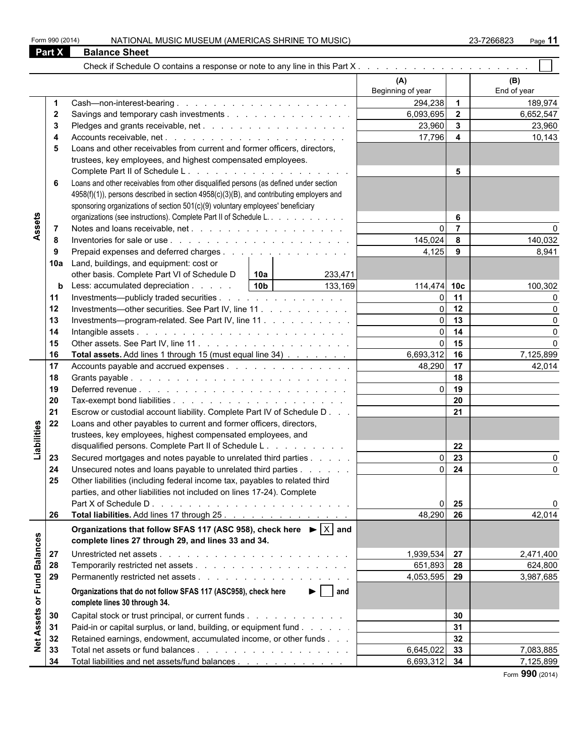Form 990 (2014) NATIONAL MUSIC MUSEUM (AMERICAS SHRINE TO MUSIC) 23-7266823 Page **11**

## Part X Balance Sheet

Check if Schedule O contains a response or note to any line in this Part X . . . . . . . . . . . . . . . . . . . . ☐

| | | | | (A) Beginning of year | | (B) End of year |
|---|---|---|---|---|---|---|
| **Assets** | 1 | Cash—non-interest-bearing | | 294,238 | 1 | 189,974 |
| | 2 | Savings and temporary cash investments | | 6,093,695 | 2 | 6,652,547 |
| | 3 | Pledges and grants receivable, net | | 23,960 | 3 | 23,960 |
| | 4 | Accounts receivable, net | | 17,796 | 4 | 10,143 |
| | 5 | Loans and other receivables from current and former officers, directors, trustees, key employees, and highest compensated employees. Complete Part II of Schedule L | | | 5 | |
| | 6 | Loans and other receivables from other disqualified persons (as defined under section 4958(f)(1)), persons described in section 4958(c)(3)(B), and contributing employers and sponsoring organizations of section 501(c)(9) voluntary employees' beneficiary organizations (see instructions). Complete Part II of Schedule L | | | 6 | |
| | 7 | Notes and loans receivable, net | | 0 | 7 | 0 |
| | 8 | Inventories for sale or use | | 145,024 | 8 | 140,032 |
| | 9 | Prepaid expenses and deferred charges | | 4,125 | 9 | 8,941 |
| | 10a | Land, buildings, and equipment: cost or other basis. Complete Part VI of Schedule D | 10a 233,471 | | | |
| | b | Less: accumulated depreciation | 10b 133,169 | 114,474 | 10c | 100,302 |
| | 11 | Investments—publicly traded securities | | 0 | 11 | 0 |
| | 12 | Investments—other securities. See Part IV, line 11 | | 0 | 12 | 0 |
| | 13 | Investments—program-related. See Part IV, line 11 | | 0 | 13 | 0 |
| | 14 | Intangible assets | | 0 | 14 | 0 |
| | 15 | Other assets. See Part IV, line 11 | | 0 | 15 | 0 |
| | 16 | **Total assets.** Add lines 1 through 15 (must equal line 34) | | 6,693,312 | 16 | 7,125,899 |
| **Liabilities** | 17 | Accounts payable and accrued expenses | | 48,290 | 17 | 42,014 |
| | 18 | Grants payable | | | 18 | |
| | 19 | Deferred revenue | | 0 | 19 | |
| | 20 | Tax-exempt bond liabilities | | | 20 | |
| | 21 | Escrow or custodial account liability. Complete Part IV of Schedule D | | | 21 | |
| | 22 | Loans and other payables to current and former officers, directors, trustees, key employees, highest compensated employees, and disqualified persons. Complete Part II of Schedule L | | | 22 | |
| | 23 | Secured mortgages and notes payable to unrelated third parties | | 0 | 23 | 0 |
| | 24 | Unsecured notes and loans payable to unrelated third parties | | 0 | 24 | 0 |
| | 25 | Other liabilities (including federal income tax, payables to related third parties, and other liabilities not included on lines 17-24). Complete Part X of Schedule D | | 0 | 25 | 0 |
| | 26 | **Total liabilities.** Add lines 17 through 25 | | 48,290 | 26 | 42,014 |
| **Net Assets or Fund Balances** | | **Organizations that follow SFAS 117 (ASC 958), check here ► ☒ and complete lines 27 through 29, and lines 33 and 34.** | | | | |
| | 27 | Unrestricted net assets | | 1,939,534 | 27 | 2,471,400 |
| | 28 | Temporarily restricted net assets | | 651,893 | 28 | 624,800 |
| | 29 | Permanently restricted net assets | | 4,053,595 | 29 | 3,987,685 |
| | | **Organizations that do not follow SFAS 117 (ASC958), check here ► ☐ and complete lines 30 through 34.** | | | | |
| | 30 | Capital stock or trust principal, or current funds | | | 30 | |
| | 31 | Paid-in or capital surplus, or land, building, or equipment fund | | | 31 | |
| | 32 | Retained earnings, endowment, accumulated income, or other funds | | | 32 | |
| | 33 | Total net assets or fund balances | | 6,645,022 | 33 | 7,083,885 |
| | 34 | Total liabilities and net assets/fund balances | | 6,693,312 | 34 | 7,125,899 |

Form **990** (2014)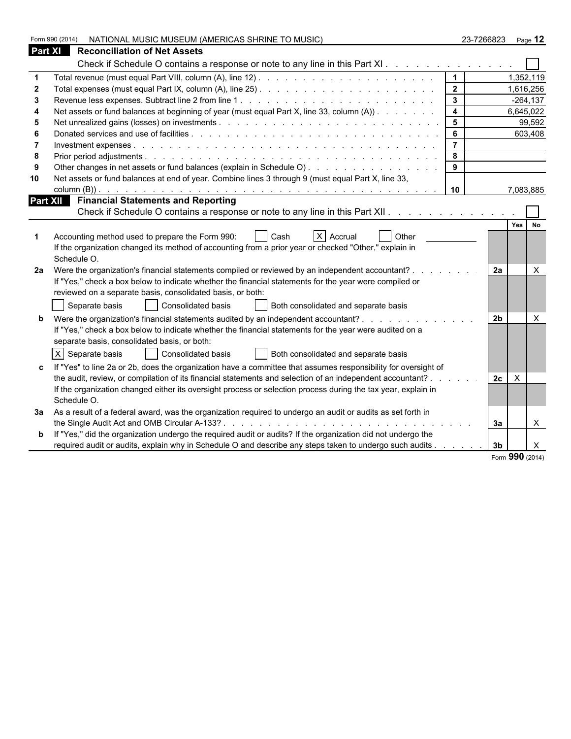Form 990 (2014) NATIONAL MUSIC MUSEUM (AMERICAS SHRINE TO MUSIC) 23-7266823 Page 12

## Part XI Reconciliation of Net Assets

Check if Schedule O contains a response or note to any line in this Part XI . . . . . . . . . . . . . ☐

| | | | |
|---|---|---|---|
| 1 | Total revenue (must equal Part VIII, column (A), line 12) | 1 | 1,352,119 |
| 2 | Total expenses (must equal Part IX, column (A), line 25) | 2 | 1,616,256 |
| 3 | Revenue less expenses. Subtract line 2 from line 1 | 3 | -264,137 |
| 4 | Net assets or fund balances at beginning of year (must equal Part X, line 33, column (A)) | 4 | 6,645,022 |
| 5 | Net unrealized gains (losses) on investments | 5 | 99,592 |
| 6 | Donated services and use of facilities | 6 | 603,408 |
| 7 | Investment expenses | 7 | |
| 8 | Prior period adjustments | 8 | |
| 9 | Other changes in net assets or fund balances (explain in Schedule O) | 9 | |
| 10 | Net assets or fund balances at end of year. Combine lines 3 through 9 (must equal Part X, line 33, column (B)) | 10 | 7,083,885 |

## Part XII Financial Statements and Reporting

Check if Schedule O contains a response or note to any line in this Part XII . . . . . . . . . . . . ☐

| | | | Yes | No |
|---|---|---|---|---|
| 1 | Accounting method used to prepare the Form 990: ☐ Cash ☒ Accrual ☐ Other<br>If the organization changed its method of accounting from a prior year or checked "Other," explain in Schedule O. | | | |
| 2a | Were the organization's financial statements compiled or reviewed by an independent accountant?<br>If "Yes," check a box below to indicate whether the financial statements for the year were compiled or reviewed on a separate basis, consolidated basis, or both:<br>☐ Separate basis ☐ Consolidated basis ☐ Both consolidated and separate basis | 2a | | X |
| b | Were the organization's financial statements audited by an independent accountant?<br>If "Yes," check a box below to indicate whether the financial statements for the year were audited on a separate basis, consolidated basis, or both:<br>☒ Separate basis ☐ Consolidated basis ☐ Both consolidated and separate basis | 2b | | X |
| c | If "Yes" to line 2a or 2b, does the organization have a committee that assumes responsibility for oversight of the audit, review, or compilation of its financial statements and selection of an independent accountant?<br>If the organization changed either its oversight process or selection process during the tax year, explain in Schedule O. | 2c | X | |
| 3a | As a result of a federal award, was the organization required to undergo an audit or audits as set forth in the Single Audit Act and OMB Circular A-133? | 3a | | X |
| b | If "Yes," did the organization undergo the required audit or audits? If the organization did not undergo the required audit or audits, explain why in Schedule O and describe any steps taken to undergo such audits | 3b | | X |

Form **990** (2014)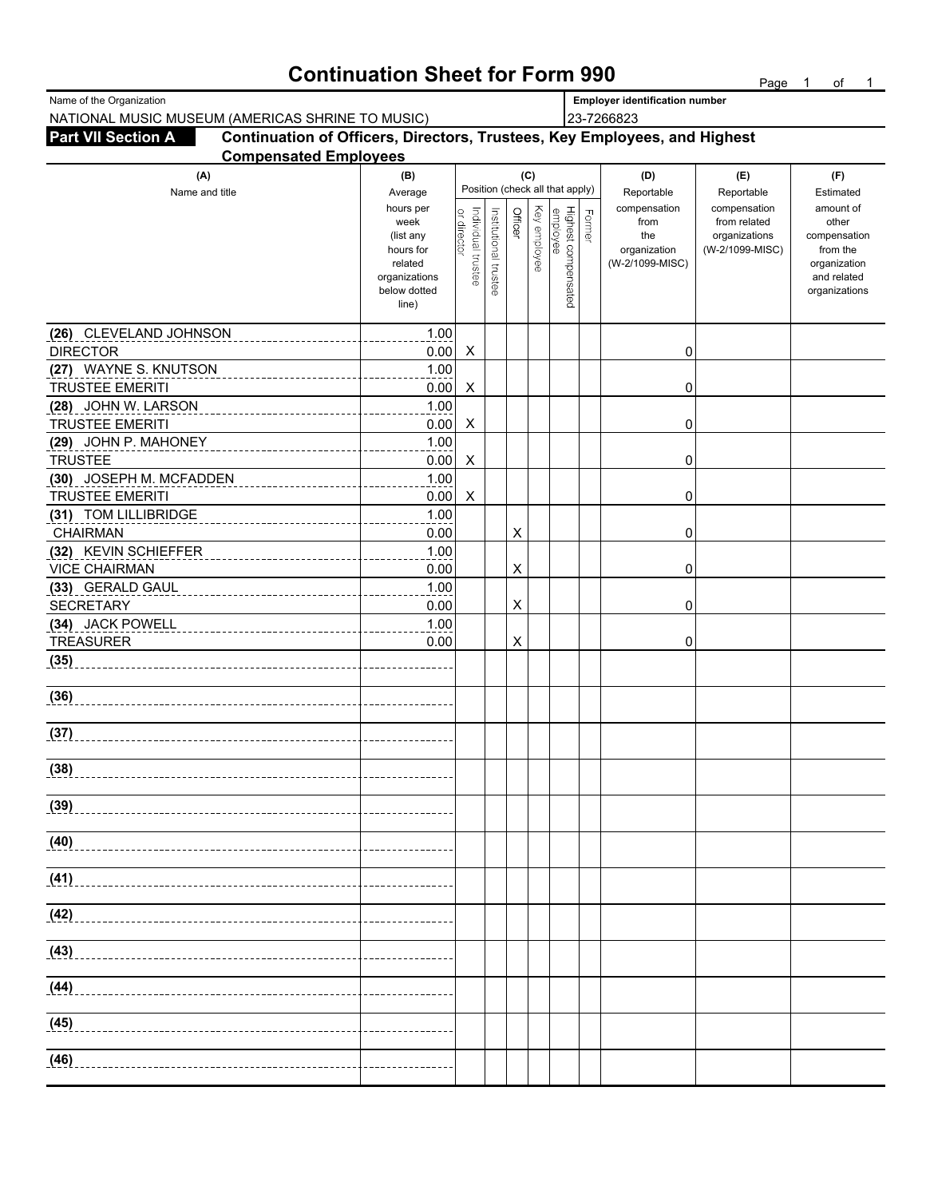# Continuation Sheet for Form 990

Name of the Organization: NATIONAL MUSIC MUSEUM (AMERICAS SHRINE TO MUSIC)

Employer identification number: 23-7266823

**Part VII Section A** **Continuation of Officers, Directors, Trustees, Key Employees, and Highest Compensated Employees**

| (A) Name and title | (B) Average hours per week (list any hours for related organizations below dotted line) | (C) Individual trustee or director | Institutional trustee | Officer | Key employee | Highest compensated employee | Former | (D) Reportable compensation from the organization (W-2/1099-MISC) | (E) Reportable compensation from related organizations (W-2/1099-MISC) | (F) Estimated amount of other compensation from the organization and related organizations |
|---|---|---|---|---|---|---|---|---|---|---|
| (26) CLEVELAND JOHNSON<br>DIRECTOR | 1.00<br>0.00 | X | | | | | | 0 | | |
| (27) WAYNE S. KNUTSON<br>TRUSTEE EMERITI | 1.00<br>0.00 | X | | | | | | 0 | | |
| (28) JOHN W. LARSON<br>TRUSTEE EMERITI | 1.00<br>0.00 | X | | | | | | 0 | | |
| (29) JOHN P. MAHONEY<br>TRUSTEE | 1.00<br>0.00 | X | | | | | | 0 | | |
| (30) JOSEPH M. MCFADDEN<br>TRUSTEE EMERITI | 1.00<br>0.00 | X | | | | | | 0 | | |
| (31) TOM LILLIBRIDGE<br>CHAIRMAN | 1.00<br>0.00 | | | X | | | | 0 | | |
| (32) KEVIN SCHIEFFER<br>VICE CHAIRMAN | 1.00<br>0.00 | | | X | | | | 0 | | |
| (33) GERALD GAUL<br>SECRETARY | 1.00<br>0.00 | | | X | | | | 0 | | |
| (34) JACK POWELL<br>TREASURER | 1.00<br>0.00 | | | X | | | | 0 | | |
| (35) | | | | | | | | | | |
| (36) | | | | | | | | | | |
| (37) | | | | | | | | | | |
| (38) | | | | | | | | | | |
| (39) | | | | | | | | | | |
| (40) | | | | | | | | | | |
| (41) | | | | | | | | | | |
| (42) | | | | | | | | | | |
| (43) | | | | | | | | | | |
| (44) | | | | | | | | | | |
| (45) | | | | | | | | | | |
| (46) | | | | | | | | | | |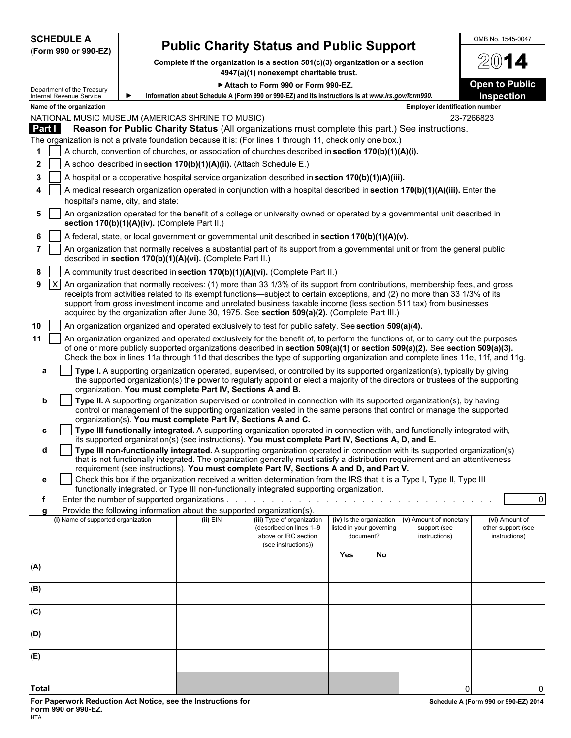**SCHEDULE A**
**(Form 990 or 990-EZ)**

Department of the Treasury
Internal Revenue Service

# Public Charity Status and Public Support

**Complete if the organization is a section 501(c)(3) organization or a section 4947(a)(1) nonexempt charitable trust.**

▶ **Attach to Form 990 or Form 990-EZ.**

▶ **Information about Schedule A (Form 990 or 990-EZ) and its instructions is at** ***www.irs.gov/form990.***

OMB No. 1545-0047

**2014**

**Open to Public Inspection**

**Name of the organization:** NATIONAL MUSIC MUSEUM (AMERICAS SHRINE TO MUSIC)

**Employer identification number:** 23-7266823

## Part I — Reason for Public Charity Status (All organizations must complete this part.) See instructions.

The organization is not a private foundation because it is: (For lines 1 through 11, check only one box.)

1 ☐ A church, convention of churches, or association of churches described in **section 170(b)(1)(A)(i).**

2 ☐ A school described in **section 170(b)(1)(A)(ii).** (Attach Schedule E.)

3 ☐ A hospital or a cooperative hospital service organization described in **section 170(b)(1)(A)(iii).**

4 ☐ A medical research organization operated in conjunction with a hospital described in **section 170(b)(1)(A)(iii).** Enter the hospital's name, city, and state:

5 ☐ An organization operated for the benefit of a college or university owned or operated by a governmental unit described in **section 170(b)(1)(A)(iv).** (Complete Part II.)

6 ☐ A federal, state, or local government or governmental unit described in **section 170(b)(1)(A)(v).**

7 ☐ An organization that normally receives a substantial part of its support from a governmental unit or from the general public described in **section 170(b)(1)(A)(vi).** (Complete Part II.)

8 ☐ A community trust described in **section 170(b)(1)(A)(vi).** (Complete Part II.)

9 ☒ An organization that normally receives: (1) more than 33 1/3% of its support from contributions, membership fees, and gross receipts from activities related to its exempt functions—subject to certain exceptions, and (2) no more than 33 1/3% of its support from gross investment income and unrelated business taxable income (less section 511 tax) from businesses acquired by the organization after June 30, 1975. See **section 509(a)(2).** (Complete Part III.)

10 ☐ An organization organized and operated exclusively to test for public safety. See **section 509(a)(4).**

11 ☐ An organization organized and operated exclusively for the benefit of, to perform the functions of, or to carry out the purposes of one or more publicly supported organizations described in **section 509(a)(1)** or **section 509(a)(2).** See **section 509(a)(3).** Check the box in lines 11a through 11d that describes the type of supporting organization and complete lines 11e, 11f, and 11g.

a ☐ **Type I.** A supporting organization operated, supervised, or controlled by its supported organization(s), typically by giving the supported organization(s) the power to regularly appoint or elect a majority of the directors or trustees of the supporting organization. **You must complete Part IV, Sections A and B.**

b ☐ **Type II.** A supporting organization supervised or controlled in connection with its supported organization(s), by having control or management of the supporting organization vested in the same persons that control or manage the supported organization(s). **You must complete Part IV, Sections A and C.**

c ☐ **Type III functionally integrated.** A supporting organization operated in connection with, and functionally integrated with, its supported organization(s) (see instructions). **You must complete Part IV, Sections A, D, and E.**

d ☐ **Type III non-functionally integrated.** A supporting organization operated in connection with its supported organization(s) that is not functionally integrated. The organization generally must satisfy a distribution requirement and an attentiveness requirement (see instructions). **You must complete Part IV, Sections A and D, and Part V.**

e ☐ Check this box if the organization received a written determination from the IRS that it is a Type I, Type II, Type III functionally integrated, or Type III non-functionally integrated supporting organization.

f Enter the number of supported organizations . . . . . . . . . . . . . . . . . . . . . . . . . . . . 0

g Provide the following information about the supported organization(s).

| (i) Name of supported organization | (ii) EIN | (iii) Type of organization (described on lines 1–9 above or IRC section (see instructions)) | (iv) Is the organization listed in your governing document? Yes | No | (v) Amount of monetary support (see instructions) | (vi) Amount of other support (see instructions) |
|---|---|---|---|---|---|---|
| (A) | | | | | | |
| (B) | | | | | | |
| (C) | | | | | | |
| (D) | | | | | | |
| (E) | | | | | | |
| **Total** | | | | | 0 | 0 |

**For Paperwork Reduction Act Notice, see the Instructions for Form 990 or 990-EZ.**
HTA

**Schedule A (Form 990 or 990-EZ) 2014**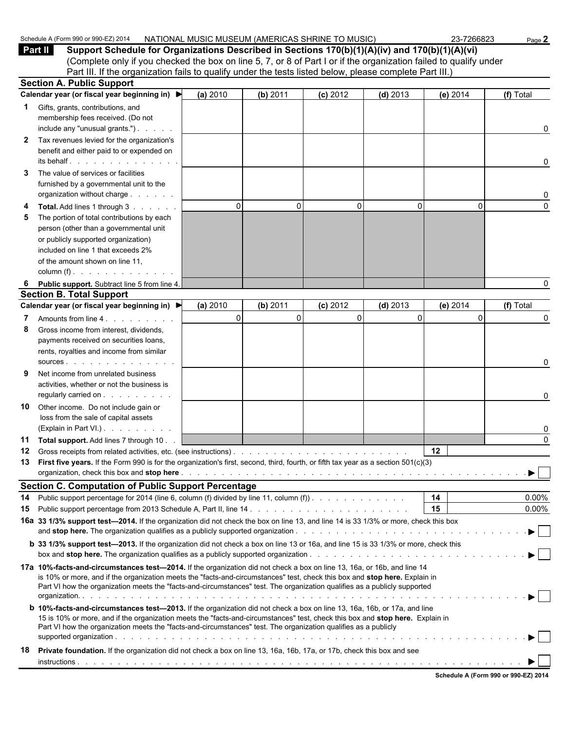Schedule A (Form 990 or 990-EZ) 2014 NATIONAL MUSIC MUSEUM (AMERICAS SHRINE TO MUSIC) 23-7266823

## Part II Support Schedule for Organizations Described in Sections 170(b)(1)(A)(iv) and 170(b)(1)(A)(vi)

(Complete only if you checked the box on line 5, 7, or 8 of Part I or if the organization failed to qualify under Part III. If the organization fails to qualify under the tests listed below, please complete Part III.)

### Section A. Public Support

| Calendar year (or fiscal year beginning in) ▶ | (a) 2010 | (b) 2011 | (c) 2012 | (d) 2013 | (e) 2014 | (f) Total |
|---|---|---|---|---|---|---|
| **1** Gifts, grants, contributions, and membership fees received. (Do not include any "unusual grants.") | | | | | | 0 |
| **2** Tax revenues levied for the organization's benefit and either paid to or expended on its behalf | | | | | | 0 |
| **3** The value of services or facilities furnished by a governmental unit to the organization without charge | | | | | | 0 |
| **4 Total.** Add lines 1 through 3 | 0 | 0 | 0 | 0 | 0 | 0 |
| **5** The portion of total contributions by each person (other than a governmental unit or publicly supported organization) included on line 1 that exceeds 2% of the amount shown on line 11, column (f) | | | | | | |
| **6 Public support.** Subtract line 5 from line 4. | | | | | | 0 |

### Section B. Total Support

| Calendar year (or fiscal year beginning in) ▶ | (a) 2010 | (b) 2011 | (c) 2012 | (d) 2013 | (e) 2014 | (f) Total |
|---|---|---|---|---|---|---|
| **7** Amounts from line 4 | 0 | 0 | 0 | 0 | 0 | 0 |
| **8** Gross income from interest, dividends, payments received on securities loans, rents, royalties and income from similar sources | | | | | | 0 |
| **9** Net income from unrelated business activities, whether or not the business is regularly carried on | | | | | | 0 |
| **10** Other income. Do not include gain or loss from the sale of capital assets (Explain in Part VI.) | | | | | | 0 |
| **11 Total support.** Add lines 7 through 10 | | | | | | 0 |

**12** Gross receipts from related activities, etc. (see instructions) . . . 12

**13 First five years.** If the Form 990 is for the organization's first, second, third, fourth, or fifth tax year as a section 501(c)(3) organization, check this box and **stop here** . . . ▶ ☐

### Section C. Computation of Public Support Percentage

**14** Public support percentage for 2014 (line 6, column (f) divided by line 11, column (f)) . . . 14 0.00%

**15** Public support percentage from 2013 Schedule A, Part II, line 14 . . . 15 0.00%

**16a 33 1/3% support test—2014.** If the organization did not check the box on line 13, and line 14 is 33 1/3% or more, check this box and **stop here.** The organization qualifies as a publicly supported organization . . . ▶ ☐

**b 33 1/3% support test—2013.** If the organization did not check a box on line 13 or 16a, and line 15 is 33 1/3% or more, check this box and **stop here.** The organization qualifies as a publicly supported organization . . . ▶ ☐

**17a 10%-facts-and-circumstances test—2014.** If the organization did not check a box on line 13, 16a, or 16b, and line 14 is 10% or more, and if the organization meets the "facts-and-circumstances" test, check this box and **stop here.** Explain in Part VI how the organization meets the "facts-and-circumstances" test. The organization qualifies as a publicly supported organization. . . . ▶ ☐

**b 10%-facts-and-circumstances test—2013.** If the organization did not check a box on line 13, 16a, 16b, or 17a, and line 15 is 10% or more, and if the organization meets the "facts-and-circumstances" test, check this box and **stop here.** Explain in Part VI how the organization meets the "facts-and-circumstances" test. The organization qualifies as a publicly supported organization . . . ▶ ☐

**18 Private foundation.** If the organization did not check a box on line 13, 16a, 16b, 17a, or 17b, check this box and see instructions . . . ▶ ☐

Schedule A (Form 990 or 990-EZ) 2014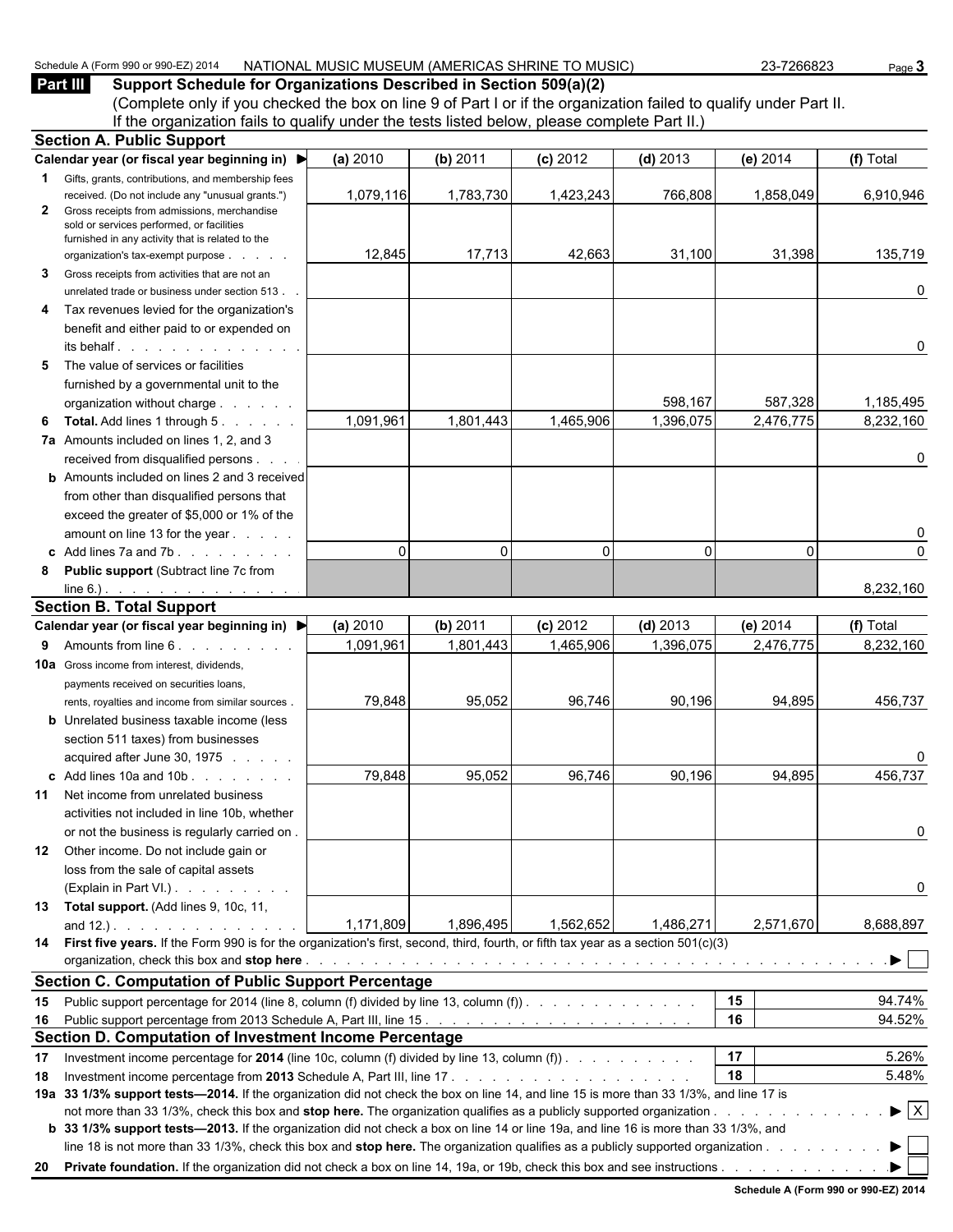Schedule A (Form 990 or 990-EZ) 2014 NATIONAL MUSIC MUSEUM (AMERICAS SHRINE TO MUSIC) 23-7266823

## Part III Support Schedule for Organizations Described in Section 509(a)(2)

(Complete only if you checked the box on line 9 of Part I or if the organization failed to qualify under Part II. If the organization fails to qualify under the tests listed below, please complete Part II.)

### Section A. Public Support

| Calendar year (or fiscal year beginning in) ▶ | (a) 2010 | (b) 2011 | (c) 2012 | (d) 2013 | (e) 2014 | (f) Total |
|---|---|---|---|---|---|---|
| **1** Gifts, grants, contributions, and membership fees received. (Do not include any "unusual grants.") | 1,079,116 | 1,783,730 | 1,423,243 | 766,808 | 1,858,049 | 6,910,946 |
| **2** Gross receipts from admissions, merchandise sold or services performed, or facilities furnished in any activity that is related to the organization's tax-exempt purpose | 12,845 | 17,713 | 42,663 | 31,100 | 31,398 | 135,719 |
| **3** Gross receipts from activities that are not an unrelated trade or business under section 513 | | | | | | 0 |
| **4** Tax revenues levied for the organization's benefit and either paid to or expended on its behalf | | | | | | 0 |
| **5** The value of services or facilities furnished by a governmental unit to the organization without charge | | | | 598,167 | 587,328 | 1,185,495 |
| **6 Total.** Add lines 1 through 5 | 1,091,961 | 1,801,443 | 1,465,906 | 1,396,075 | 2,476,775 | 8,232,160 |
| **7a** Amounts included on lines 1, 2, and 3 received from disqualified persons | | | | | | 0 |
| **b** Amounts included on lines 2 and 3 received from other than disqualified persons that exceed the greater of $5,000 or 1% of the amount on line 13 for the year | | | | | | 0 |
| **c** Add lines 7a and 7b | 0 | 0 | 0 | 0 | 0 | 0 |
| **8 Public support** (Subtract line 7c from line 6.) | | | | | | 8,232,160 |

### Section B. Total Support

| Calendar year (or fiscal year beginning in) ▶ | (a) 2010 | (b) 2011 | (c) 2012 | (d) 2013 | (e) 2014 | (f) Total |
|---|---|---|---|---|---|---|
| **9** Amounts from line 6 | 1,091,961 | 1,801,443 | 1,465,906 | 1,396,075 | 2,476,775 | 8,232,160 |
| **10a** Gross income from interest, dividends, payments received on securities loans, rents, royalties and income from similar sources | 79,848 | 95,052 | 96,746 | 90,196 | 94,895 | 456,737 |
| **b** Unrelated business taxable income (less section 511 taxes) from businesses acquired after June 30, 1975 | | | | | | 0 |
| **c** Add lines 10a and 10b | 79,848 | 95,052 | 96,746 | 90,196 | 94,895 | 456,737 |
| **11** Net income from unrelated business activities not included in line 10b, whether or not the business is regularly carried on | | | | | | 0 |
| **12** Other income. Do not include gain or loss from the sale of capital assets (Explain in Part VI.) | | | | | | 0 |
| **13 Total support.** (Add lines 9, 10c, 11, and 12.) | 1,171,809 | 1,896,495 | 1,562,652 | 1,486,271 | 2,571,670 | 8,688,897 |

**14 First five years.** If the Form 990 is for the organization's first, second, third, fourth, or fifth tax year as a section 501(c)(3) organization, check this box and **stop here** ▶ ☐

### Section C. Computation of Public Support Percentage

| | | | |
|---|---|---|---|
| **15** | Public support percentage for 2014 (line 8, column (f) divided by line 13, column (f)) | 15 | 94.74% |
| **16** | Public support percentage from 2013 Schedule A, Part III, line 15 | 16 | 94.52% |

### Section D. Computation of Investment Income Percentage

| | | | |
|---|---|---|---|
| **17** | Investment income percentage for **2014** (line 10c, column (f) divided by line 13, column (f)) | 17 | 5.26% |
| **18** | Investment income percentage from **2013** Schedule A, Part III, line 17 | 18 | 5.48% |

**19a 33 1/3% support tests—2014.** If the organization did not check the box on line 14, and line 15 is more than 33 1/3%, and line 17 is not more than 33 1/3%, check this box and **stop here.** The organization qualifies as a publicly supported organization ▶ ☒

**b 33 1/3% support tests—2013.** If the organization did not check a box on line 14 or line 19a, and line 16 is more than 33 1/3%, and line 18 is not more than 33 1/3%, check this box and **stop here.** The organization qualifies as a publicly supported organization ▶ ☐

**20 Private foundation.** If the organization did not check a box on line 14, 19a, or 19b, check this box and see instructions ▶ ☐

Schedule A (Form 990 or 990-EZ) 2014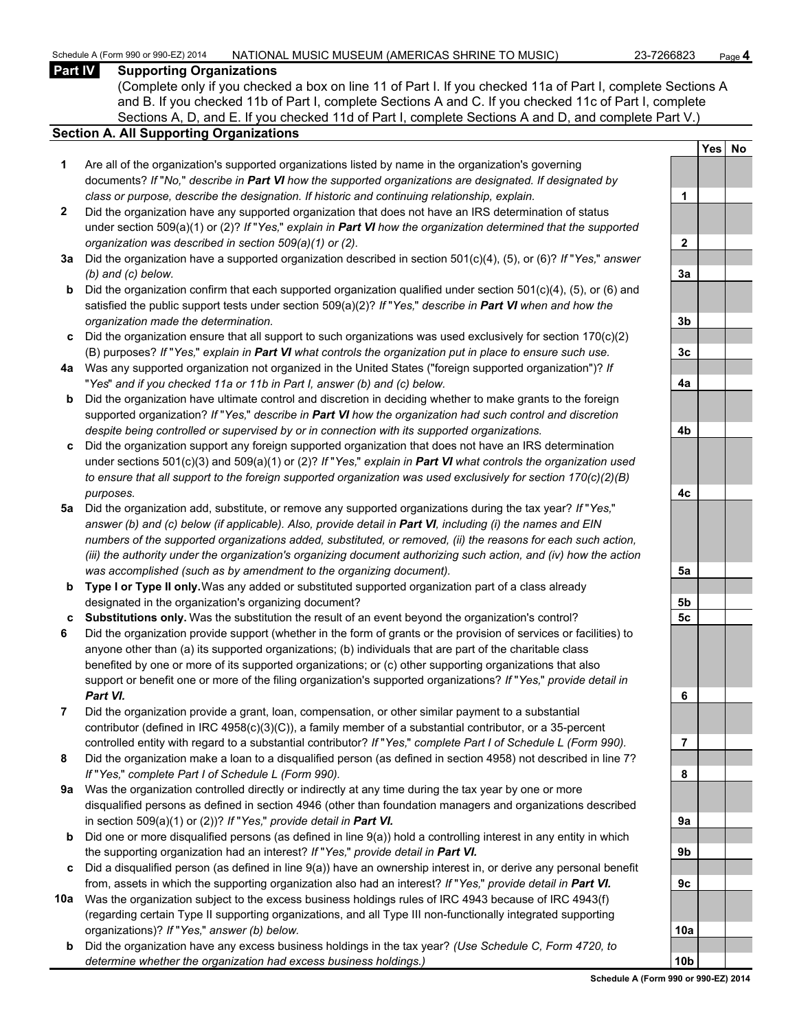## Part IV Supporting Organizations

(Complete only if you checked a box on line 11 of Part I. If you checked 11a of Part I, complete Sections A and B. If you checked 11b of Part I, complete Sections A and C. If you checked 11c of Part I, complete Sections A, D, and E. If you checked 11d of Part I, complete Sections A and D, and complete Part V.)

### Section A. All Supporting Organizations

| | | | Yes | No |
|---|---|---|---|---|
| **1** | Are all of the organization's supported organizations listed by name in the organization's governing documents? *If "No," describe in **Part VI** how the supported organizations are designated. If designated by class or purpose, describe the designation. If historic and continuing relationship, explain.* | 1 | | |
| **2** | Did the organization have any supported organization that does not have an IRS determination of status under section 509(a)(1) or (2)? *If "Yes," explain in **Part VI** how the organization determined that the supported organization was described in section 509(a)(1) or (2).* | 2 | | |
| **3a** | Did the organization have a supported organization described in section 501(c)(4), (5), or (6)? *If "Yes," answer (b) and (c) below.* | 3a | | |
| **b** | Did the organization confirm that each supported organization qualified under section 501(c)(4), (5), or (6) and satisfied the public support tests under section 509(a)(2)? *If "Yes," describe in **Part VI** when and how the organization made the determination.* | 3b | | |
| **c** | Did the organization ensure that all support to such organizations was used exclusively for section 170(c)(2)(B) purposes? *If "Yes," explain in **Part VI** what controls the organization put in place to ensure such use.* | 3c | | |
| **4a** | Was any supported organization not organized in the United States ("foreign supported organization")? *If "Yes" and if you checked 11a or 11b in Part I, answer (b) and (c) below.* | 4a | | |
| **b** | Did the organization have ultimate control and discretion in deciding whether to make grants to the foreign supported organization? *If "Yes," describe in **Part VI** how the organization had such control and discretion despite being controlled or supervised by or in connection with its supported organizations.* | 4b | | |
| **c** | Did the organization support any foreign supported organization that does not have an IRS determination under sections 501(c)(3) and 509(a)(1) or (2)? *If "Yes," explain in **Part VI** what controls the organization used to ensure that all support to the foreign supported organization was used exclusively for section 170(c)(2)(B) purposes.* | 4c | | |
| **5a** | Did the organization add, substitute, or remove any supported organizations during the tax year? *If "Yes," answer (b) and (c) below (if applicable). Also, provide detail in **Part VI**, including (i) the names and EIN numbers of the supported organizations added, substituted, or removed, (ii) the reasons for each such action, (iii) the authority under the organization's organizing document authorizing such action, and (iv) how the action was accomplished (such as by amendment to the organizing document).* | 5a | | |
| **b** | **Type I or Type II only.** Was any added or substituted supported organization part of a class already designated in the organization's organizing document? | 5b | | |
| **c** | **Substitutions only.** Was the substitution the result of an event beyond the organization's control? | 5c | | |
| **6** | Did the organization provide support (whether in the form of grants or the provision of services or facilities) to anyone other than (a) its supported organizations; (b) individuals that are part of the charitable class benefited by one or more of its supported organizations; or (c) other supporting organizations that also support or benefit one or more of the filing organization's supported organizations? *If "Yes," provide detail in **Part VI.*** | 6 | | |
| **7** | Did the organization provide a grant, loan, compensation, or other similar payment to a substantial contributor (defined in IRC 4958(c)(3)(C)), a family member of a substantial contributor, or a 35-percent controlled entity with regard to a substantial contributor? *If "Yes," complete Part I of Schedule L (Form 990).* | 7 | | |
| **8** | Did the organization make a loan to a disqualified person (as defined in section 4958) not described in line 7? *If "Yes," complete Part I of Schedule L (Form 990).* | 8 | | |
| **9a** | Was the organization controlled directly or indirectly at any time during the tax year by one or more disqualified persons as defined in section 4946 (other than foundation managers and organizations described in section 509(a)(1) or (2))? *If "Yes," provide detail in **Part VI.*** | 9a | | |
| **b** | Did one or more disqualified persons (as defined in line 9(a)) hold a controlling interest in any entity in which the supporting organization had an interest? *If "Yes," provide detail in **Part VI.*** | 9b | | |
| **c** | Did a disqualified person (as defined in line 9(a)) have an ownership interest in, or derive any personal benefit from, assets in which the supporting organization also had an interest? *If "Yes," provide detail in **Part VI.*** | 9c | | |
| **10a** | Was the organization subject to the excess business holdings rules of IRC 4943 because of IRC 4943(f) (regarding certain Type II supporting organizations, and all Type III non-functionally integrated supporting organizations)? *If "Yes," answer (b) below.* | 10a | | |
| **b** | Did the organization have any excess business holdings in the tax year? *(Use Schedule C, Form 4720, to determine whether the organization had excess business holdings.)* | 10b | | |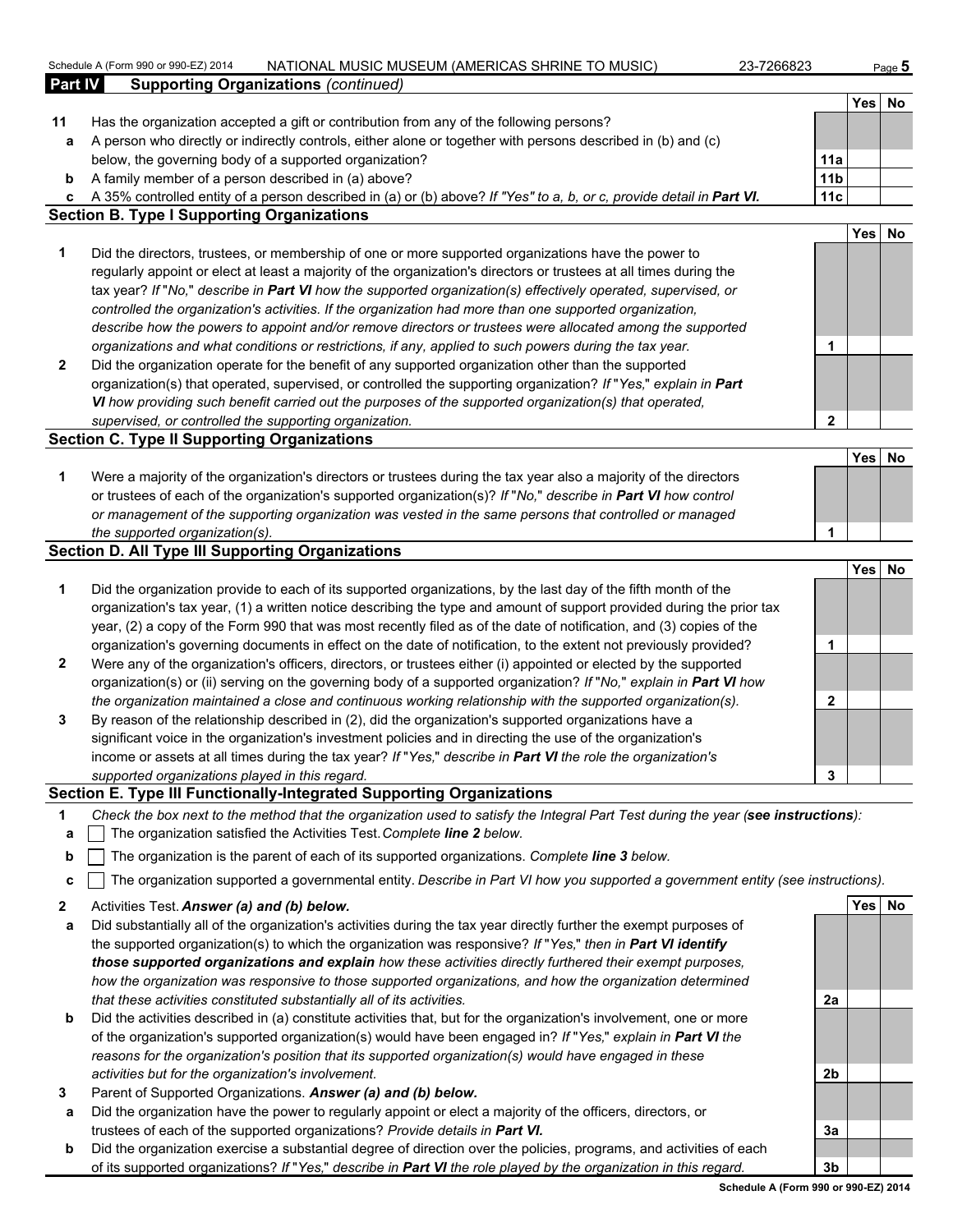## Part IV Supporting Organizations *(continued)*

| | | | Yes | No |
|---|---|---|---|---|
| **11** | Has the organization accepted a gift or contribution from any of the following persons? | | | |
| **a** | A person who directly or indirectly controls, either alone or together with persons described in (b) and (c) below, the governing body of a supported organization? | **11a** | | |
| **b** | A family member of a person described in (a) above? | **11b** | | |
| **c** | A 35% controlled entity of a person described in (a) or (b) above? *If "Yes" to a, b, or c, provide detail in **Part VI**.* | **11c** | | |

### Section B. Type I Supporting Organizations

| | | | Yes | No |
|---|---|---|---|---|
| **1** | Did the directors, trustees, or membership of one or more supported organizations have the power to regularly appoint or elect at least a majority of the organization's directors or trustees at all times during the tax year? *If "No," describe in **Part VI** how the supported organization(s) effectively operated, supervised, or controlled the organization's activities. If the organization had more than one supported organization, describe how the powers to appoint and/or remove directors or trustees were allocated among the supported organizations and what conditions or restrictions, if any, applied to such powers during the tax year.* | **1** | | |
| **2** | Did the organization operate for the benefit of any supported organization other than the supported organization(s) that operated, supervised, or controlled the supporting organization? *If "Yes," explain in **Part VI** how providing such benefit carried out the purposes of the supported organization(s) that operated, supervised, or controlled the supporting organization.* | **2** | | |

### Section C. Type II Supporting Organizations

| | | | Yes | No |
|---|---|---|---|---|
| **1** | Were a majority of the organization's directors or trustees during the tax year also a majority of the directors or trustees of each of the organization's supported organization(s)? *If "No," describe in **Part VI** how control or management of the supporting organization was vested in the same persons that controlled or managed the supported organization(s).* | **1** | | |

### Section D. All Type III Supporting Organizations

| | | | Yes | No |
|---|---|---|---|---|
| **1** | Did the organization provide to each of its supported organizations, by the last day of the fifth month of the organization's tax year, (1) a written notice describing the type and amount of support provided during the prior tax year, (2) a copy of the Form 990 that was most recently filed as of the date of notification, and (3) copies of the organization's governing documents in effect on the date of notification, to the extent not previously provided? | **1** | | |
| **2** | Were any of the organization's officers, directors, or trustees either (i) appointed or elected by the supported organization(s) or (ii) serving on the governing body of a supported organization? *If "No," explain in **Part VI** how the organization maintained a close and continuous working relationship with the supported organization(s).* | **2** | | |
| **3** | By reason of the relationship described in (2), did the organization's supported organizations have a significant voice in the organization's investment policies and in directing the use of the organization's income or assets at all times during the tax year? *If "Yes," describe in **Part VI** the role the organization's supported organizations played in this regard.* | **3** | | |

### Section E. Type III Functionally-Integrated Supporting Organizations

**1** *Check the box next to the method that the organization used to satisfy the Integral Part Test during the year (**see instructions**):*

- **a** ☐ The organization satisfied the Activities Test. *Complete **line 2** below.*
- **b** ☐ The organization is the parent of each of its supported organizations. *Complete **line 3** below.*
- **c** ☐ The organization supported a governmental entity. *Describe in Part VI how you supported a government entity (see instructions).*

| | | | Yes | No |
|---|---|---|---|---|
| **2** | Activities Test. ***Answer (a) and (b) below.*** | | | |
| **a** | Did substantially all of the organization's activities during the tax year directly further the exempt purposes of the supported organization(s) to which the organization was responsive? *If "Yes," then in **Part VI identify those supported organizations and explain** how these activities directly furthered their exempt purposes, how the organization was responsive to those supported organizations, and how the organization determined that these activities constituted substantially all of its activities.* | **2a** | | |
| **b** | Did the activities described in (a) constitute activities that, but for the organization's involvement, one or more of the organization's supported organization(s) would have been engaged in? *If "Yes," explain in **Part VI** the reasons for the organization's position that its supported organization(s) would have engaged in these activities but for the organization's involvement.* | **2b** | | |
| **3** | Parent of Supported Organizations. ***Answer (a) and (b) below.*** | | | |
| **a** | Did the organization have the power to regularly appoint or elect a majority of the officers, directors, or trustees of each of the supported organizations? ***Provide details in Part VI.*** | **3a** | | |
| **b** | Did the organization exercise a substantial degree of direction over the policies, programs, and activities of each of its supported organizations? *If "Yes," describe in **Part VI** the role played by the organization in this regard.* | **3b** | | |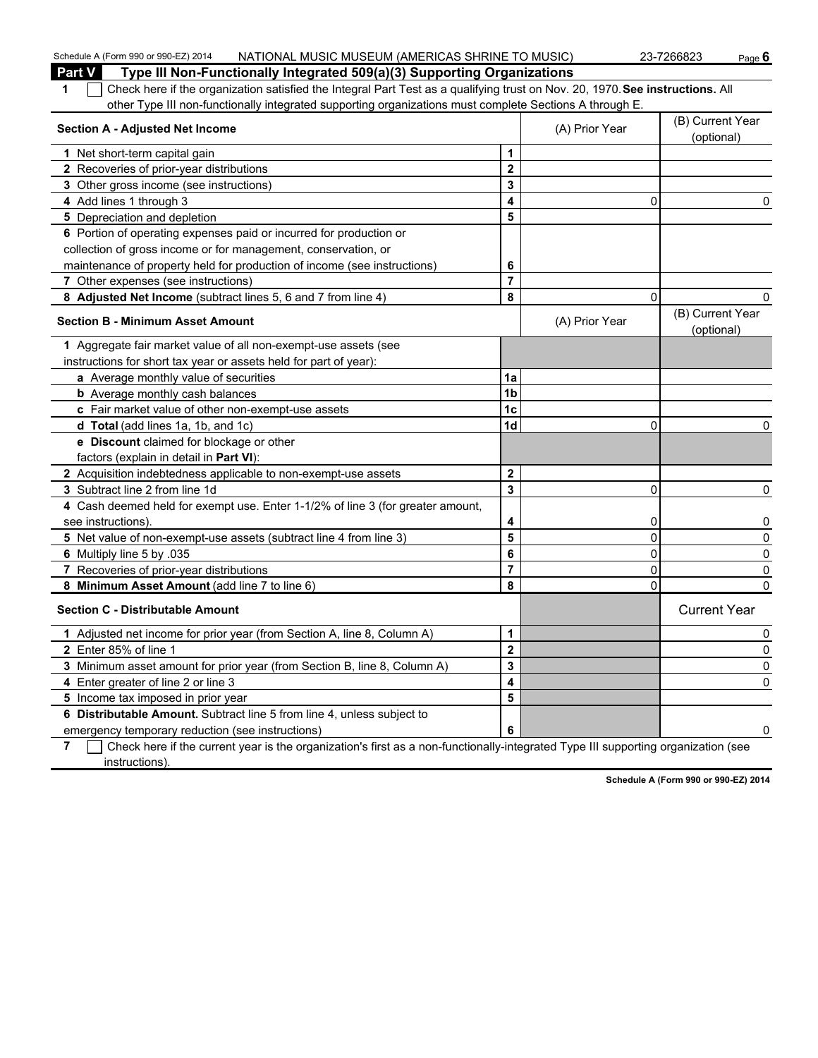## Part V Type III Non-Functionally Integrated 509(a)(3) Supporting Organizations

**1** ☐ Check here if the organization satisfied the Integral Part Test as a qualifying trust on Nov. 20, 1970. **See instructions.** All other Type III non-functionally integrated supporting organizations must complete Sections A through E.

| **Section A - Adjusted Net Income** | | (A) Prior Year | (B) Current Year (optional) |
|---|---|---|---|
| **1** Net short-term capital gain | **1** | | |
| **2** Recoveries of prior-year distributions | **2** | | |
| **3** Other gross income (see instructions) | **3** | | |
| **4** Add lines 1 through 3 | **4** | 0 | 0 |
| **5** Depreciation and depletion | **5** | | |
| **6** Portion of operating expenses paid or incurred for production or collection of gross income or for management, conservation, or maintenance of property held for production of income (see instructions) | **6** | | |
| **7** Other expenses (see instructions) | **7** | | |
| **8 Adjusted Net Income** (subtract lines 5, 6 and 7 from line 4) | **8** | 0 | 0 |

| **Section B - Minimum Asset Amount** | | (A) Prior Year | (B) Current Year (optional) |
|---|---|---|---|
| **1** Aggregate fair market value of all non-exempt-use assets (see instructions for short tax year or assets held for part of year): | | | |
| **a** Average monthly value of securities | **1a** | | |
| **b** Average monthly cash balances | **1b** | | |
| **c** Fair market value of other non-exempt-use assets | **1c** | | |
| **d Total** (add lines 1a, 1b, and 1c) | **1d** | 0 | 0 |
| **e Discount** claimed for blockage or other factors (explain in detail in **Part VI**): | | | |
| **2** Acquisition indebtedness applicable to non-exempt-use assets | **2** | | |
| **3** Subtract line 2 from line 1d | **3** | 0 | 0 |
| **4** Cash deemed held for exempt use. Enter 1-1/2% of line 3 (for greater amount, see instructions). | **4** | 0 | 0 |
| **5** Net value of non-exempt-use assets (subtract line 4 from line 3) | **5** | 0 | 0 |
| **6** Multiply line 5 by .035 | **6** | 0 | 0 |
| **7** Recoveries of prior-year distributions | **7** | 0 | 0 |
| **8 Minimum Asset Amount** (add line 7 to line 6) | **8** | 0 | 0 |

| **Section C - Distributable Amount** | | | Current Year |
|---|---|---|---|
| **1** Adjusted net income for prior year (from Section A, line 8, Column A) | **1** | | 0 |
| **2** Enter 85% of line 1 | **2** | | 0 |
| **3** Minimum asset amount for prior year (from Section B, line 8, Column A) | **3** | | 0 |
| **4** Enter greater of line 2 or line 3 | **4** | | 0 |
| **5** Income tax imposed in prior year | **5** | | |
| **6 Distributable Amount.** Subtract line 5 from line 4, unless subject to emergency temporary reduction (see instructions) | **6** | | 0 |

**7** ☐ Check here if the current year is the organization's first as a non-functionally-integrated Type III supporting organization (see instructions).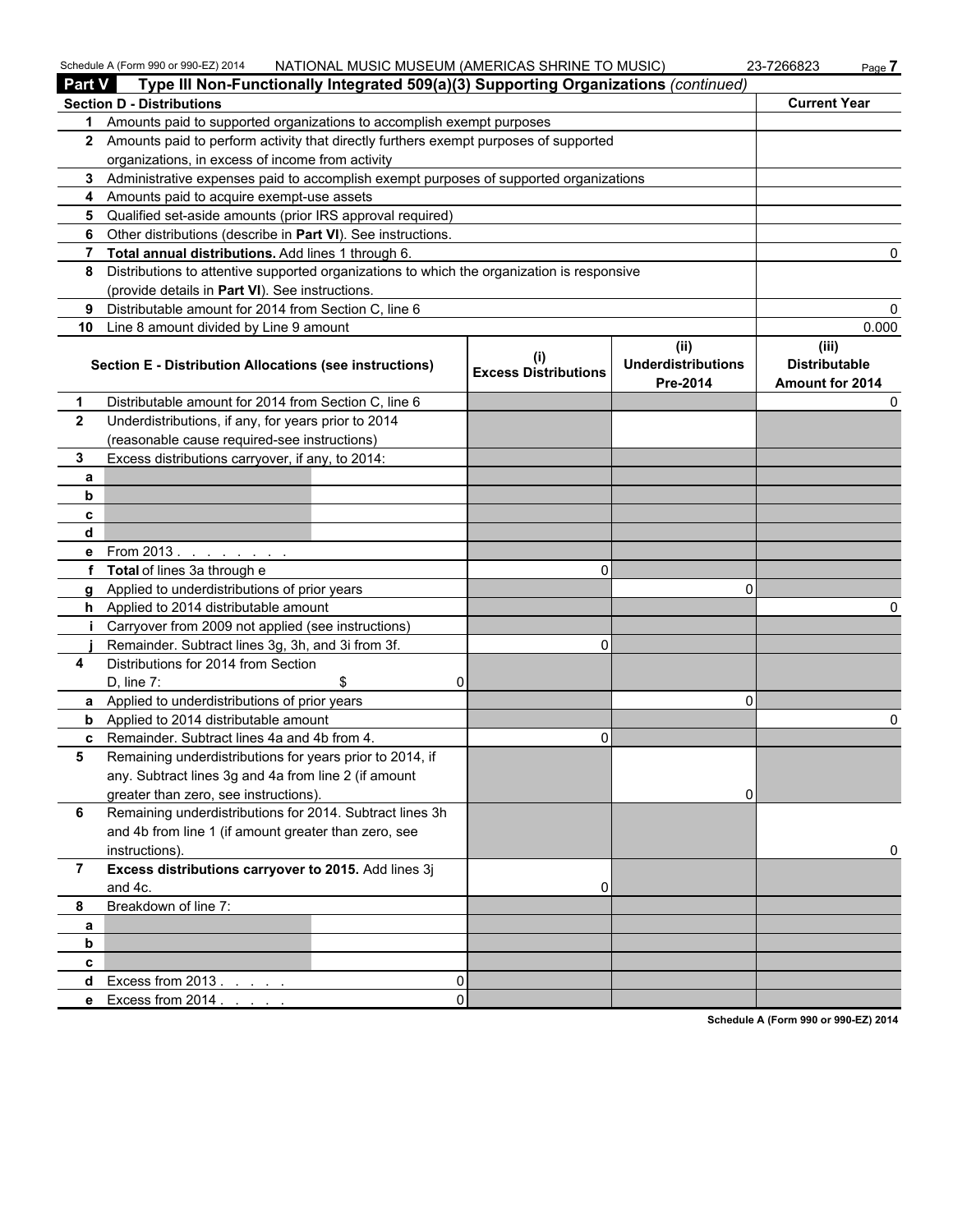## Part V Type III Non-Functionally Integrated 509(a)(3) Supporting Organizations *(continued)*

| **Section D - Distributions** | | **Current Year** |
|---|---|---|
| 1 | Amounts paid to supported organizations to accomplish exempt purposes | |
| 2 | Amounts paid to perform activity that directly furthers exempt purposes of supported organizations, in excess of income from activity | |
| 3 | Administrative expenses paid to accomplish exempt purposes of supported organizations | |
| 4 | Amounts paid to acquire exempt-use assets | |
| 5 | Qualified set-aside amounts (prior IRS approval required) | |
| 6 | Other distributions (describe in **Part VI**). See instructions. | |
| 7 | **Total annual distributions.** Add lines 1 through 6. | 0 |
| 8 | Distributions to attentive supported organizations to which the organization is responsive (provide details in **Part VI**). See instructions. | |
| 9 | Distributable amount for 2014 from Section C, line 6 | 0 |
| 10 | Line 8 amount divided by Line 9 amount | 0.000 |

| | **Section E - Distribution Allocations (see instructions)** | | **(i) Excess Distributions** | **(ii) Underdistributions Pre-2014** | **(iii) Distributable Amount for 2014** |
|---|---|---|---|---|---|
| 1 | Distributable amount for 2014 from Section C, line 6 | | | | 0 |
| 2 | Underdistributions, if any, for years prior to 2014 (reasonable cause required-see instructions) | | | | |
| 3 | Excess distributions carryover, if any, to 2014: | | | | |
| a | | | | | |
| b | | | | | |
| c | | | | | |
| d | | | | | |
| e | From 2013 . . . . . . . . | | | | |
| f | **Total** of lines 3a through e | | 0 | | |
| g | Applied to underdistributions of prior years | | | 0 | |
| h | Applied to 2014 distributable amount | | | | 0 |
| i | Carryover from 2009 not applied (see instructions) | | | | |
| j | Remainder. Subtract lines 3g, 3h, and 3i from 3f. | | 0 | | |
| 4 | Distributions for 2014 from Section D, line 7: | $ 0 | | | |
| a | Applied to underdistributions of prior years | | | 0 | |
| b | Applied to 2014 distributable amount | | | | 0 |
| c | Remainder. Subtract lines 4a and 4b from 4. | | 0 | | |
| 5 | Remaining underdistributions for years prior to 2014, if any. Subtract lines 3g and 4a from line 2 (if amount greater than zero, see instructions). | | | 0 | |
| 6 | Remaining underdistributions for 2014. Subtract lines 3h and 4b from line 1 (if amount greater than zero, see instructions). | | | | 0 |
| 7 | **Excess distributions carryover to 2015.** Add lines 3j and 4c. | | 0 | | |
| 8 | Breakdown of line 7: | | | | |
| a | | | | | |
| b | | | | | |
| c | | | | | |
| d | Excess from 2013 . . . . . | 0 | | | |
| e | Excess from 2014 . . . . . | 0 | | | |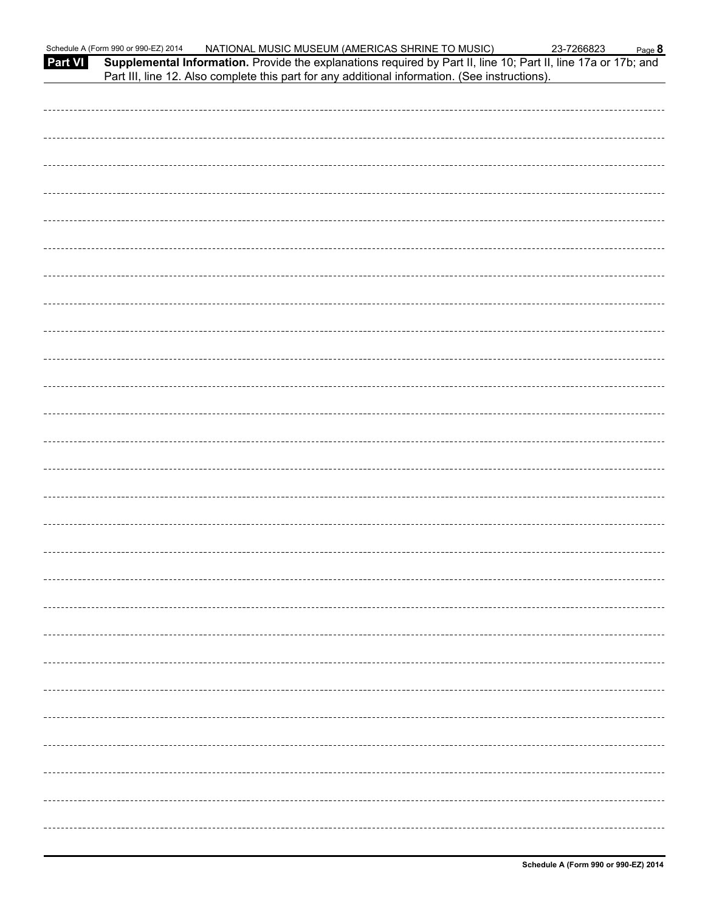**Part VI** **Supplemental Information.** Provide the explanations required by Part II, line 10; Part II, line 17a or 17b; and Part III, line 12. Also complete this part for any additional information. (See instructions).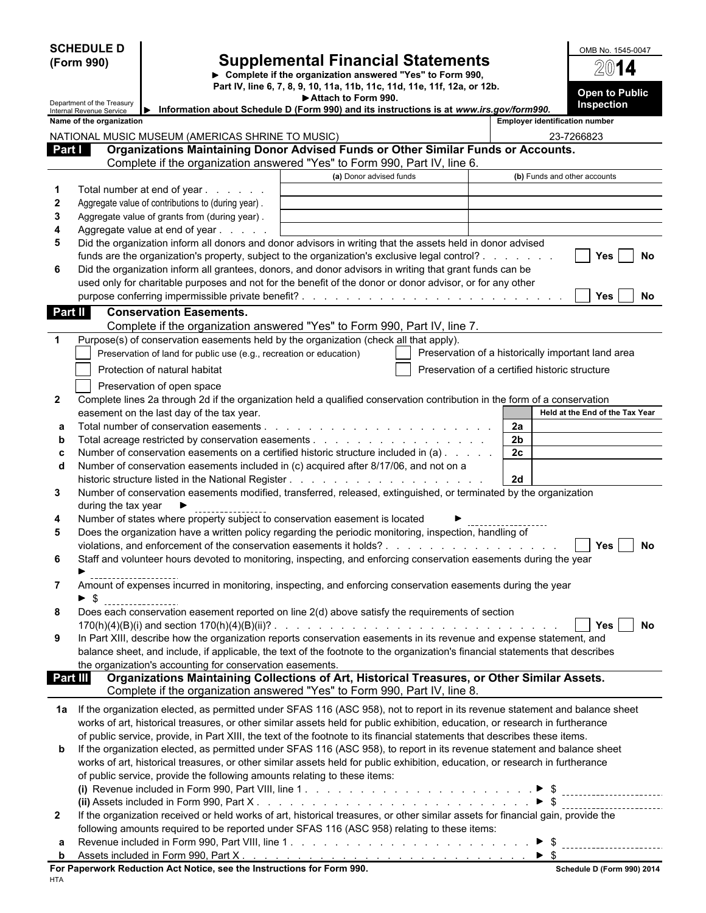**SCHEDULE D (Form 990)**

# Supplemental Financial Statements

► Complete if the organization answered "Yes" to Form 990, Part IV, line 6, 7, 8, 9, 10, 11a, 11b, 11c, 11d, 11e, 11f, 12a, or 12b.

► Attach to Form 990.

► Information about Schedule D (Form 990) and its instructions is at *www.irs.gov/form990.*

Department of the Treasury Internal Revenue Service

OMB No. 1545-0047

2014

**Open to Public Inspection**

| Name of the organization | Employer identification number |
|---|---|
| NATIONAL MUSIC MUSEUM (AMERICAS SHRINE TO MUSIC) | 23-7266823 |

## Part I Organizations Maintaining Donor Advised Funds or Other Similar Funds or Accounts.

Complete if the organization answered "Yes" to Form 990, Part IV, line 6.

| | | (a) Donor advised funds | (b) Funds and other accounts |
|---|---|---|---|
| 1 | Total number at end of year | | |
| 2 | Aggregate value of contributions to (during year) | | |
| 3 | Aggregate value of grants from (during year) | | |
| 4 | Aggregate value at end of year | | |

5 Did the organization inform all donors and donor advisors in writing that the assets held in donor advised funds are the organization's property, subject to the organization's exclusive legal control? ☐ Yes ☐ No

6 Did the organization inform all grantees, donors, and donor advisors in writing that grant funds can be used only for charitable purposes and not for the benefit of the donor or donor advisor, or for any other purpose conferring impermissible private benefit? ☐ Yes ☐ No

## Part II Conservation Easements.

Complete if the organization answered "Yes" to Form 990, Part IV, line 7.

1 Purpose(s) of conservation easements held by the organization (check all that apply).

- ☐ Preservation of land for public use (e.g., recreation or education)
- ☐ Preservation of a historically important land area
- ☐ Protection of natural habitat
- ☐ Preservation of a certified historic structure
- ☐ Preservation of open space

2 Complete lines 2a through 2d if the organization held a qualified conservation contribution in the form of a conservation easement on the last day of the tax year.

| | | | Held at the End of the Tax Year |
|---|---|---|---|
| a | Total number of conservation easements | 2a | |
| b | Total acreage restricted by conservation easements | 2b | |
| c | Number of conservation easements on a certified historic structure included in (a) | 2c | |
| d | Number of conservation easements included in (c) acquired after 8/17/06, and not on a historic structure listed in the National Register | 2d | |

3 Number of conservation easements modified, transferred, released, extinguished, or terminated by the organization during the tax year ►

4 Number of states where property subject to conservation easement is located ►

5 Does the organization have a written policy regarding the periodic monitoring, inspection, handling of violations, and enforcement of the conservation easements it holds? ☐ Yes ☐ No

6 Staff and volunteer hours devoted to monitoring, inspecting, and enforcing conservation easements during the year ►

7 Amount of expenses incurred in monitoring, inspecting, and enforcing conservation easements during the year ► $

8 Does each conservation easement reported on line 2(d) above satisfy the requirements of section 170(h)(4)(B)(i) and section 170(h)(4)(B)(ii)? ☐ Yes ☐ No

9 In Part XIII, describe how the organization reports conservation easements in its revenue and expense statement, and balance sheet, and include, if applicable, the text of the footnote to the organization's financial statements that describes the organization's accounting for conservation easements.

## Part III Organizations Maintaining Collections of Art, Historical Treasures, or Other Similar Assets.

Complete if the organization answered "Yes" to Form 990, Part IV, line 8.

1a If the organization elected, as permitted under SFAS 116 (ASC 958), not to report in its revenue statement and balance sheet works of art, historical treasures, or other similar assets held for public exhibition, education, or research in furtherance of public service, provide, in Part XIII, the text of the footnote to its financial statements that describes these items.

b If the organization elected, as permitted under SFAS 116 (ASC 958), to report in its revenue statement and balance sheet works of art, historical treasures, or other similar assets held for public exhibition, education, or research in furtherance of public service, provide the following amounts relating to these items:

**(i)** Revenue included in Form 990, Part VIII, line 1 ► $

**(ii)** Assets included in Form 990, Part X ► $

2 If the organization received or held works of art, historical treasures, or other similar assets for financial gain, provide the following amounts required to be reported under SFAS 116 (ASC 958) relating to these items:

a Revenue included in Form 990, Part VIII, line 1 ► $

b Assets included in Form 990, Part X ► $

**For Paperwork Reduction Act Notice, see the Instructions for Form 990.** Schedule D (Form 990) 2014

HTA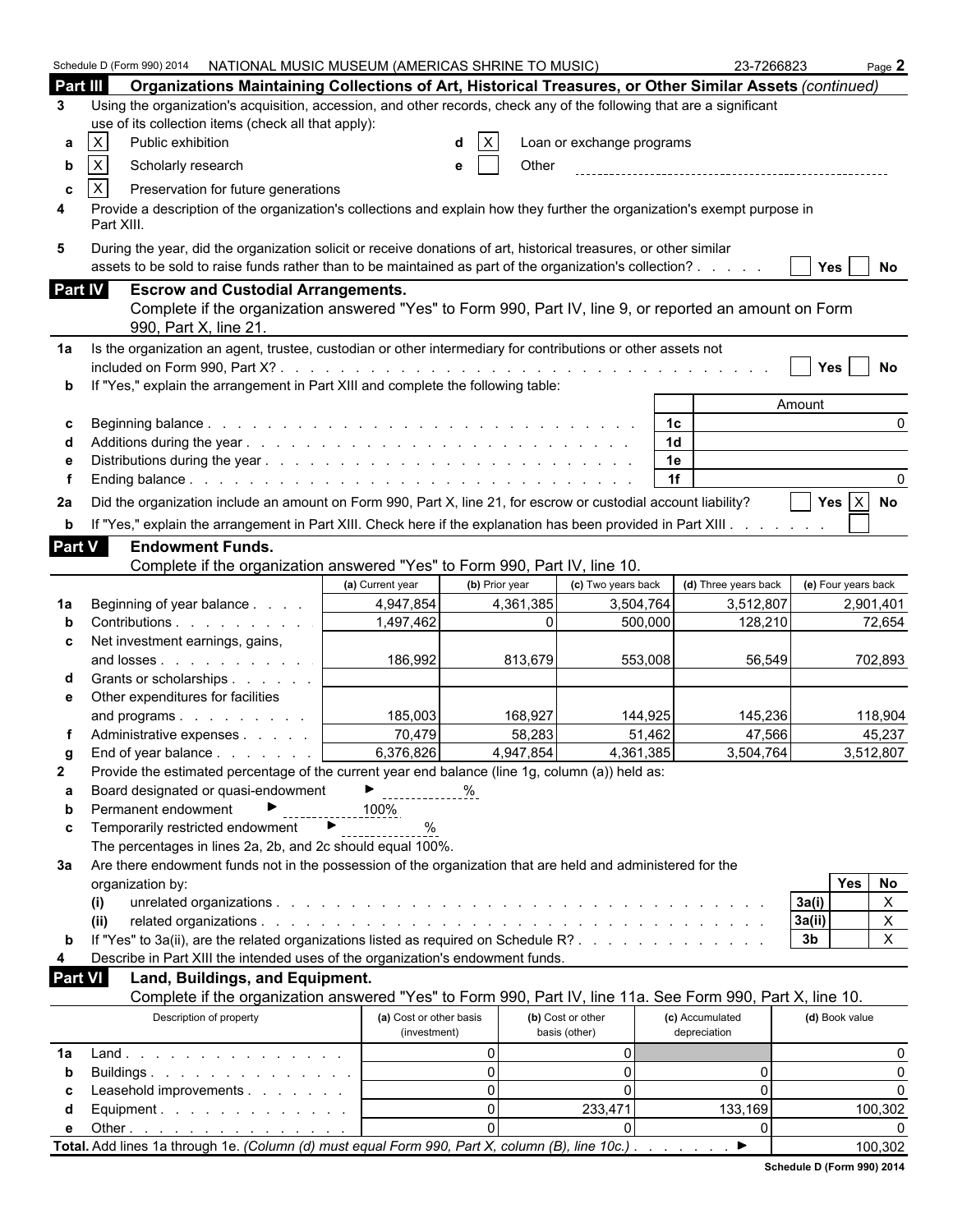Schedule D (Form 990) 2014 NATIONAL MUSIC MUSEUM (AMERICAS SHRINE TO MUSIC) 23-7266823 Page **2**

## Part III Organizations Maintaining Collections of Art, Historical Treasures, or Other Similar Assets *(continued)*

**3** Using the organization's acquisition, accession, and other records, check any of the following that are a significant use of its collection items (check all that apply):

- **a** [X] Public exhibition
- **b** [X] Scholarly research
- **c** [X] Preservation for future generations
- **d** [X] Loan or exchange programs
- **e** [ ] Other

**4** Provide a description of the organization's collections and explain how they further the organization's exempt purpose in Part XIII.

**5** During the year, did the organization solicit or receive donations of art, historical treasures, or other similar assets to be sold to raise funds rather than to be maintained as part of the organization's collection? . . . . . [ ] Yes [ ] No

## Part IV Escrow and Custodial Arrangements.

Complete if the organization answered "Yes" to Form 990, Part IV, line 9, or reported an amount on Form 990, Part X, line 21.

**1a** Is the organization an agent, trustee, custodian or other intermediary for contributions or other assets not included on Form 990, Part X? . . . [ ] Yes [ ] No

**b** If "Yes," explain the arrangement in Part XIII and complete the following table:

| | | | Amount |
|---|---|---|---|
| c | Beginning balance | 1c | 0 |
| d | Additions during the year | 1d | |
| e | Distributions during the year | 1e | |
| f | Ending balance | 1f | 0 |

**2a** Did the organization include an amount on Form 990, Part X, line 21, for escrow or custodial account liability? [ ] Yes [X] No

**b** If "Yes," explain the arrangement in Part XIII. Check here if the explanation has been provided in Part XIII . . . . . . . [ ]

## Part V Endowment Funds.

Complete if the organization answered "Yes" to Form 990, Part IV, line 10.

| | | (a) Current year | (b) Prior year | (c) Two years back | (d) Three years back | (e) Four years back |
|---|---|---|---|---|---|---|
| 1a | Beginning of year balance | 4,947,854 | 4,361,385 | 3,504,764 | 3,512,807 | 2,901,401 |
| b | Contributions | 1,497,462 | 0 | 500,000 | 128,210 | 72,654 |
| c | Net investment earnings, gains, and losses | 186,992 | 813,679 | 553,008 | 56,549 | 702,893 |
| d | Grants or scholarships | | | | | |
| e | Other expenditures for facilities and programs | 185,003 | 168,927 | 144,925 | 145,236 | 118,904 |
| f | Administrative expenses | 70,479 | 58,283 | 51,462 | 47,566 | 45,237 |
| g | End of year balance | 6,376,826 | 4,947,854 | 4,361,385 | 3,504,764 | 3,512,807 |

**2** Provide the estimated percentage of the current year end balance (line 1g, column (a)) held as:

- **a** Board designated or quasi-endowment ► %
- **b** Permanent endowment ► 100%
- **c** Temporarily restricted endowment ► %

The percentages in lines 2a, 2b, and 2c should equal 100%.

**3a** Are there endowment funds not in the possession of the organization that are held and administered for the organization by:

| | | | Yes | No |
|---|---|---|---|---|
| (i) | unrelated organizations | 3a(i) | | X |
| (ii) | related organizations | 3a(ii) | | X |
| b | If "Yes" to 3a(ii), are the related organizations listed as required on Schedule R? | 3b | | X |

**4** Describe in Part XIII the intended uses of the organization's endowment funds.

## Part VI Land, Buildings, and Equipment.

Complete if the organization answered "Yes" to Form 990, Part IV, line 11a. See Form 990, Part X, line 10.

| | Description of property | (a) Cost or other basis (investment) | (b) Cost or other basis (other) | (c) Accumulated depreciation | (d) Book value |
|---|---|---|---|---|---|
| 1a | Land | 0 | 0 | | 0 |
| b | Buildings | 0 | 0 | 0 | 0 |
| c | Leasehold improvements | 0 | 0 | 0 | 0 |
| d | Equipment | 0 | 233,471 | 133,169 | 100,302 |
| e | Other | 0 | 0 | 0 | 0 |
| | **Total.** Add lines 1a through 1e. *(Column (d) must equal Form 990, Part X, column (B), line 10c.)* ► | | | | 100,302 |

**Schedule D (Form 990) 2014**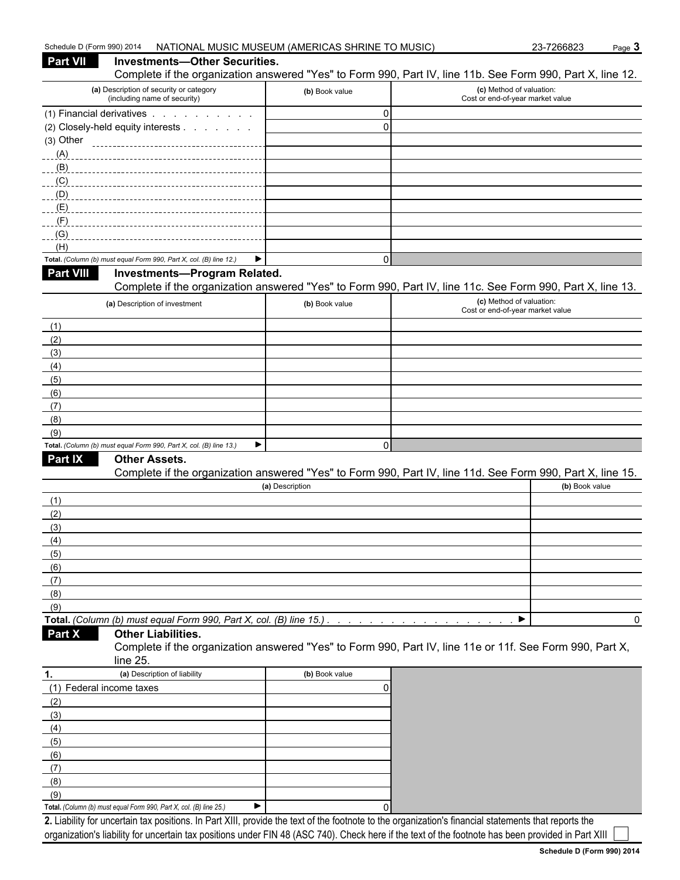Schedule D (Form 990) 2014 NATIONAL MUSIC MUSEUM (AMERICAS SHRINE TO MUSIC) 23-7266823 Page 3

## Part VII Investments—Other Securities.

Complete if the organization answered "Yes" to Form 990, Part IV, line 11b. See Form 990, Part X, line 12.

| (a) Description of security or category (including name of security) | (b) Book value | (c) Method of valuation: Cost or end-of-year market value |
|---|---|---|
| (1) Financial derivatives | 0 | |
| (2) Closely-held equity interests | 0 | |
| (3) Other | | |
| (A) | | |
| (B) | | |
| (C) | | |
| (D) | | |
| (E) | | |
| (F) | | |
| (G) | | |
| (H) | | |
| **Total.** *(Column (b) must equal Form 990, Part X, col. (B) line 12.)* ▶ | 0 | |

## Part VIII Investments—Program Related.

Complete if the organization answered "Yes" to Form 990, Part IV, line 11c. See Form 990, Part X, line 13.

| (a) Description of investment | (b) Book value | (c) Method of valuation: Cost or end-of-year market value |
|---|---|---|
| (1) | | |
| (2) | | |
| (3) | | |
| (4) | | |
| (5) | | |
| (6) | | |
| (7) | | |
| (8) | | |
| (9) | | |
| **Total.** *(Column (b) must equal Form 990, Part X, col. (B) line 13.)* ▶ | 0 | |

## Part IX Other Assets.

Complete if the organization answered "Yes" to Form 990, Part IV, line 11d. See Form 990, Part X, line 15.

| (a) Description | (b) Book value |
|---|---|
| (1) | |
| (2) | |
| (3) | |
| (4) | |
| (5) | |
| (6) | |
| (7) | |
| (8) | |
| (9) | |
| **Total.** *(Column (b) must equal Form 990, Part X, col. (B) line 15.)* ▶ | 0 |

## Part X Other Liabilities.

Complete if the organization answered "Yes" to Form 990, Part IV, line 11e or 11f. See Form 990, Part X, line 25.

| 1. (a) Description of liability | (b) Book value |
|---|---|
| (1) Federal income taxes | 0 |
| (2) | |
| (3) | |
| (4) | |
| (5) | |
| (6) | |
| (7) | |
| (8) | |
| (9) | |
| **Total.** *(Column (b) must equal Form 990, Part X, col. (B) line 25.)* ▶ | 0 |

**2.** Liability for uncertain tax positions. In Part XIII, provide the text of the footnote to the organization's financial statements that reports the organization's liability for uncertain tax positions under FIN 48 (ASC 740). Check here if the text of the footnote has been provided in Part XIII ☐

**Schedule D (Form 990) 2014**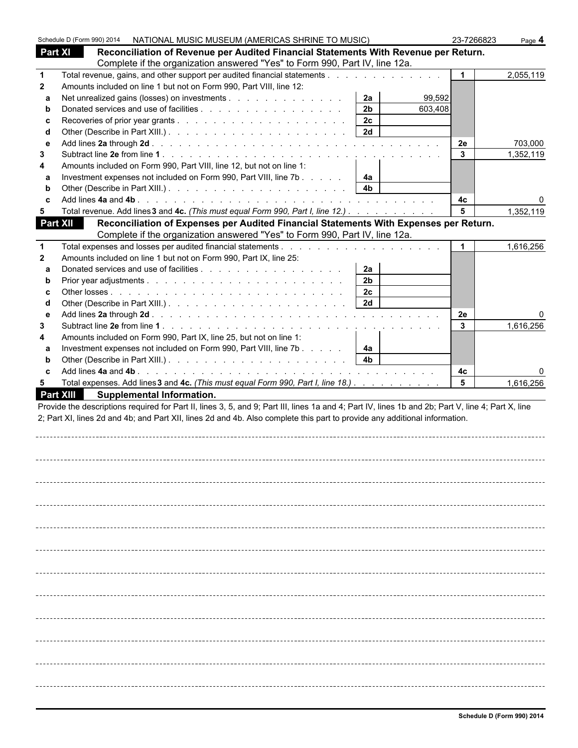Schedule D (Form 990) 2014 NATIONAL MUSIC MUSEUM (AMERICAS SHRINE TO MUSIC) 23-7266823 Page **4**

## Part XI Reconciliation of Revenue per Audited Financial Statements With Revenue per Return.

Complete if the organization answered "Yes" to Form 990, Part IV, line 12a.

| | | | | | |
|---|---|---|---|---|---|
| **1** | Total revenue, gains, and other support per audited financial statements | | | **1** | 2,055,119 |
| **2** | Amounts included on line 1 but not on Form 990, Part VIII, line 12: | | | | |
| **a** | Net unrealized gains (losses) on investments | **2a** | 99,592 | | |
| **b** | Donated services and use of facilities | **2b** | 603,408 | | |
| **c** | Recoveries of prior year grants | **2c** | | | |
| **d** | Other (Describe in Part XIII.) | **2d** | | | |
| **e** | Add lines **2a** through **2d** | | | **2e** | 703,000 |
| **3** | Subtract line **2e** from line **1** | | | **3** | 1,352,119 |
| **4** | Amounts included on Form 990, Part VIII, line 12, but not on line 1: | | | | |
| **a** | Investment expenses not included on Form 990, Part VIII, line 7b | **4a** | | | |
| **b** | Other (Describe in Part XIII.) | **4b** | | | |
| **c** | Add lines **4a** and **4b** | | | **4c** | 0 |
| **5** | Total revenue. Add lines **3** and **4c.** *(This must equal Form 990, Part I, line 12.)* | | | **5** | 1,352,119 |

## Part XII Reconciliation of Expenses per Audited Financial Statements With Expenses per Return.

Complete if the organization answered "Yes" to Form 990, Part IV, line 12a.

| | | | | | |
|---|---|---|---|---|---|
| **1** | Total expenses and losses per audited financial statements | | | **1** | 1,616,256 |
| **2** | Amounts included on line 1 but not on Form 990, Part IX, line 25: | | | | |
| **a** | Donated services and use of facilities | **2a** | | | |
| **b** | Prior year adjustments | **2b** | | | |
| **c** | Other losses | **2c** | | | |
| **d** | Other (Describe in Part XIII.) | **2d** | | | |
| **e** | Add lines **2a** through **2d** | | | **2e** | 0 |
| **3** | Subtract line **2e** from line **1** | | | **3** | 1,616,256 |
| **4** | Amounts included on Form 990, Part IX, line 25, but not on line 1: | | | | |
| **a** | Investment expenses not included on Form 990, Part VIII, line 7b | **4a** | | | |
| **b** | Other (Describe in Part XIII.) | **4b** | | | |
| **c** | Add lines **4a** and **4b** | | | **4c** | 0 |
| **5** | Total expenses. Add lines **3** and **4c.** *(This must equal Form 990, Part I, line 18.)* | | | **5** | 1,616,256 |

## Part XIII Supplemental Information.

Provide the descriptions required for Part II, lines 3, 5, and 9; Part III, lines 1a and 4; Part IV, lines 1b and 2b; Part V, line 4; Part X, line 2; Part XI, lines 2d and 4b; and Part XII, lines 2d and 4b. Also complete this part to provide any additional information.

**Schedule D (Form 990) 2014**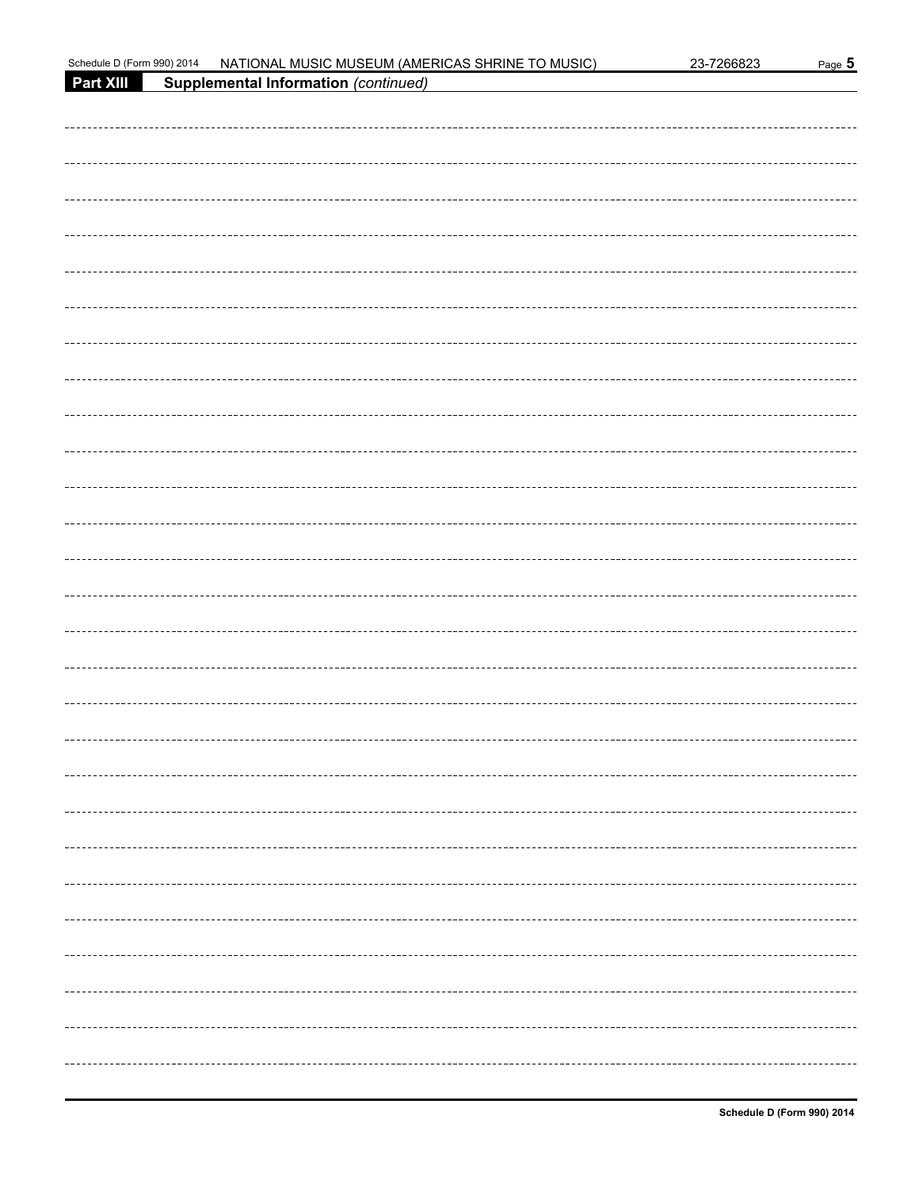**Part XIII** **Supplemental Information** *(continued)*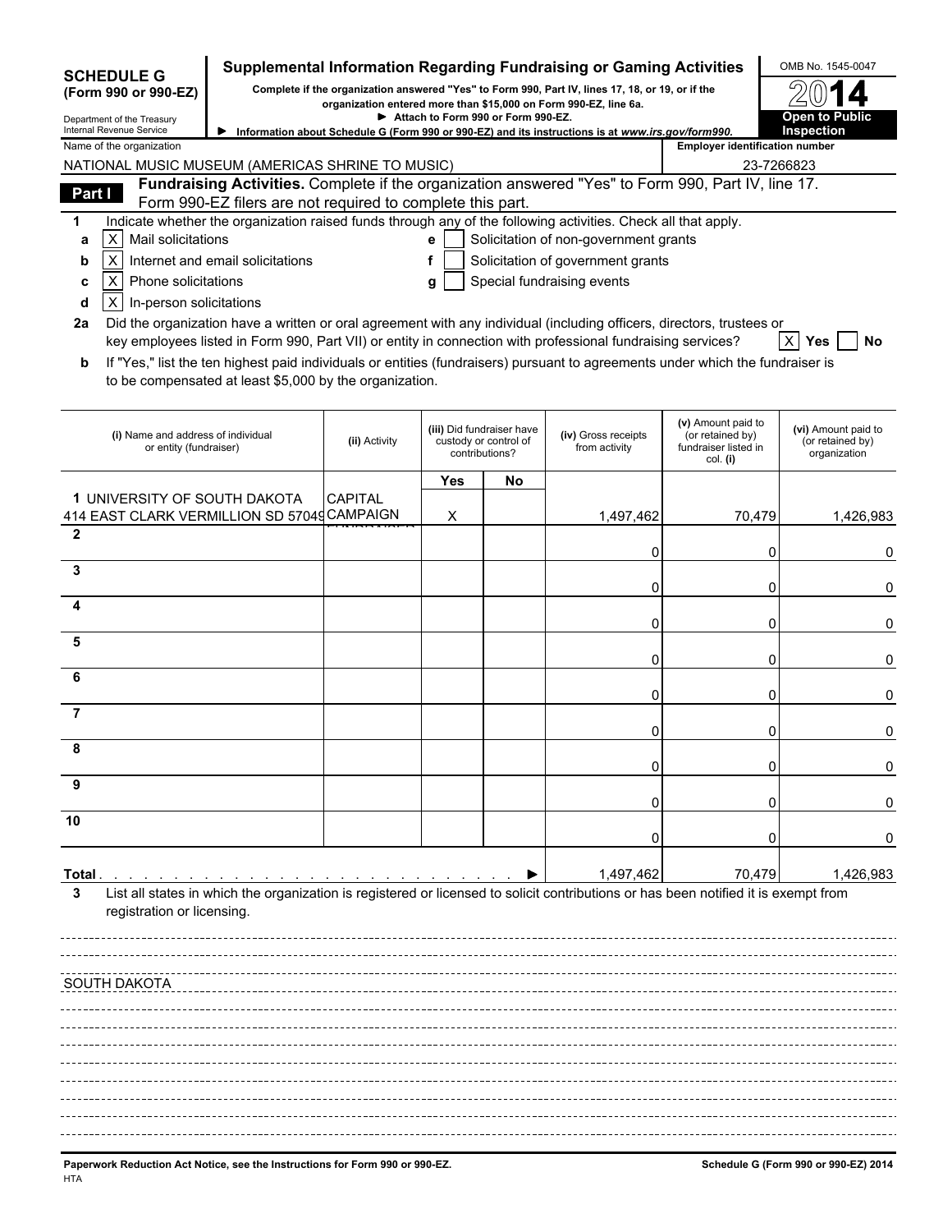**SCHEDULE G**
**(Form 990 or 990-EZ)**

Department of the Treasury
Internal Revenue Service

# Supplemental Information Regarding Fundraising or Gaming Activities

**Complete if the organization answered "Yes" to Form 990, Part IV, lines 17, 18, or 19, or if the organization entered more than $15,000 on Form 990-EZ, line 6a.**
**▶ Attach to Form 990 or Form 990-EZ.**
**▶ Information about Schedule G (Form 990 or 990-EZ) and its instructions is at *www.irs.gov/form990.***

OMB No. 1545-0047
**2014**
**Open to Public Inspection**

Name of the organization: NATIONAL MUSIC MUSEUM (AMERICAS SHRINE TO MUSIC)
Employer identification number: 23-7266823

**Part I** **Fundraising Activities.** Complete if the organization answered "Yes" to Form 990, Part IV, line 17. Form 990-EZ filers are not required to complete this part.

**1** Indicate whether the organization raised funds through any of the following activities. Check all that apply.

- **a** [X] Mail solicitations
- **b** [X] Internet and email solicitations
- **c** [X] Phone solicitations
- **d** [X] In-person solicitations
- **e** [ ] Solicitation of non-government grants
- **f** [ ] Solicitation of government grants
- **g** [ ] Special fundraising events

**2a** Did the organization have a written or oral agreement with any individual (including officers, directors, trustees or key employees listed in Form 990, Part VII) or entity in connection with professional fundraising services? [X] **Yes** [ ] **No**

**b** If "Yes," list the ten highest paid individuals or entities (fundraisers) pursuant to agreements under which the fundraiser is to be compensated at least $5,000 by the organization.

| (i) Name and address of individual or entity (fundraiser) | (ii) Activity | (iii) Did fundraiser have custody or control of contributions? Yes | No | (iv) Gross receipts from activity | (v) Amount paid to (or retained by) fundraiser listed in col. (i) | (vi) Amount paid to (or retained by) organization |
|---|---|---|---|---|---|---|
| 1 UNIVERSITY OF SOUTH DAKOTA 414 EAST CLARK VERMILLION SD 57049 | CAPITAL CAMPAIGN | X | | 1,497,462 | 70,479 | 1,426,983 |
| 2 | | | | 0 | 0 | 0 |
| 3 | | | | 0 | 0 | 0 |
| 4 | | | | 0 | 0 | 0 |
| 5 | | | | 0 | 0 | 0 |
| 6 | | | | 0 | 0 | 0 |
| 7 | | | | 0 | 0 | 0 |
| 8 | | | | 0 | 0 | 0 |
| 9 | | | | 0 | 0 | 0 |
| 10 | | | | 0 | 0 | 0 |
| **Total** ▶ | | | | 1,497,462 | 70,479 | 1,426,983 |

**3** List all states in which the organization is registered or licensed to solicit contributions or has been notified it is exempt from registration or licensing.

SOUTH DAKOTA

**Paperwork Reduction Act Notice, see the Instructions for Form 990 or 990-EZ.** HTA **Schedule G (Form 990 or 990-EZ) 2014**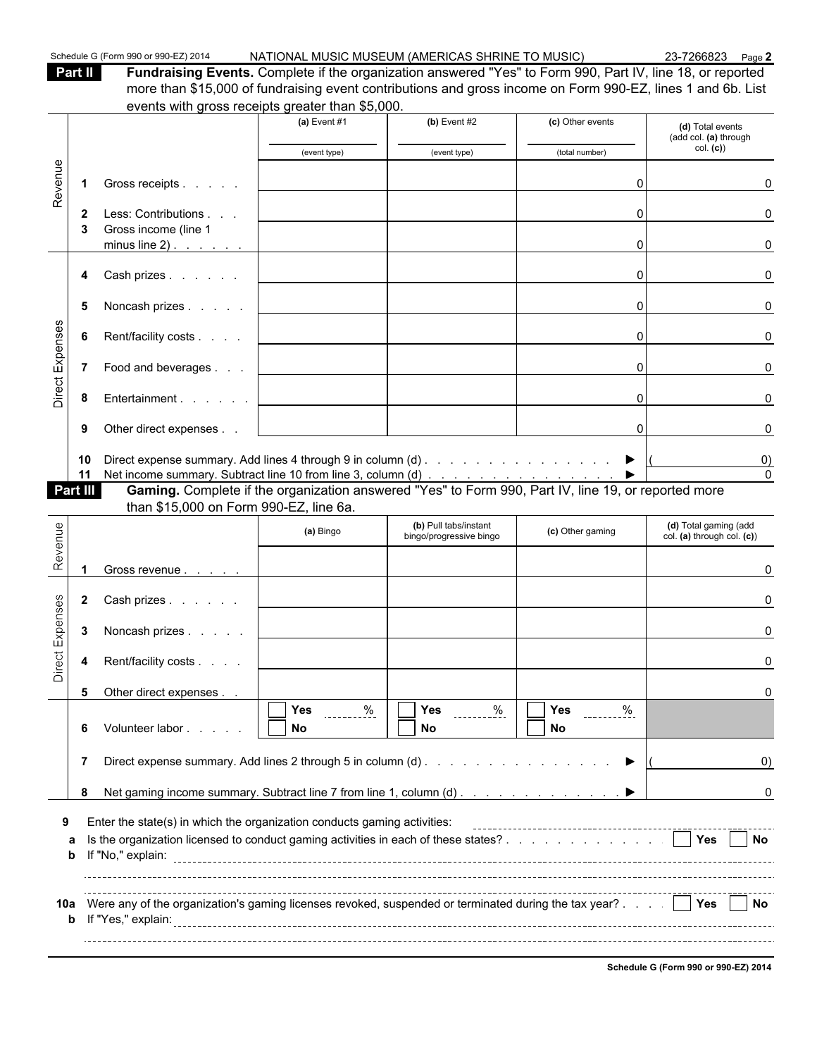Schedule G (Form 990 or 990-EZ) 2014 NATIONAL MUSIC MUSEUM (AMERICAS SHRINE TO MUSIC) 23-7266823 Page **2**

**Part II** **Fundraising Events.** Complete if the organization answered "Yes" to Form 990, Part IV, line 18, or reported more than $15,000 of fundraising event contributions and gross income on Form 990-EZ, lines 1 and 6b. List events with gross receipts greater than $5,000.

| | | | (a) Event #1 (event type) | (b) Event #2 (event type) | (c) Other events (total number) | (d) Total events (add col. (a) through col. (c)) |
|---|---|---|---|---|---|---|
| Revenue | 1 | Gross receipts | | | 0 | 0 |
| | 2 | Less: Contributions | | | 0 | 0 |
| | 3 | Gross income (line 1 minus line 2) | | | 0 | 0 |
| Direct Expenses | 4 | Cash prizes | | | 0 | 0 |
| | 5 | Noncash prizes | | | 0 | 0 |
| | 6 | Rent/facility costs | | | 0 | 0 |
| | 7 | Food and beverages | | | 0 | 0 |
| | 8 | Entertainment | | | 0 | 0 |
| | 9 | Other direct expenses | | | 0 | 0 |
| | 10 | Direct expense summary. Add lines 4 through 9 in column (d) ▶ | | | | ( 0) |
| | 11 | Net income summary. Subtract line 10 from line 3, column (d) ▶ | | | | 0 |

**Part III** **Gaming.** Complete if the organization answered "Yes" to Form 990, Part IV, line 19, or reported more than $15,000 on Form 990-EZ, line 6a.

| | | | (a) Bingo | (b) Pull tabs/instant bingo/progressive bingo | (c) Other gaming | (d) Total gaming (add col. (a) through col. (c)) |
|---|---|---|---|---|---|---|
| Revenue | 1 | Gross revenue | | | | 0 |
| Direct Expenses | 2 | Cash prizes | | | | 0 |
| | 3 | Noncash prizes | | | | 0 |
| | 4 | Rent/facility costs | | | | 0 |
| | 5 | Other direct expenses | | | | 0 |
| | 6 | Volunteer labor | ☐ Yes ____ % ☐ No | ☐ Yes ____ % ☐ No | ☐ Yes ____ % ☐ No | |
| | 7 | Direct expense summary. Add lines 2 through 5 in column (d) ▶ | | | | ( 0) |
| | 8 | Net gaming income summary. Subtract line 7 from line 1, column (d) ▶ | | | | 0 |

**9** Enter the state(s) in which the organization conducts gaming activities: ______________________

**a** Is the organization licensed to conduct gaming activities in each of these states? ☐ **Yes** ☐ **No**

**b** If "No," explain: ______________________

**10a** Were any of the organization's gaming licenses revoked, suspended or terminated during the tax year? ☐ **Yes** ☐ **No**

**b** If "Yes," explain: ______________________

**Schedule G (Form 990 or 990-EZ) 2014**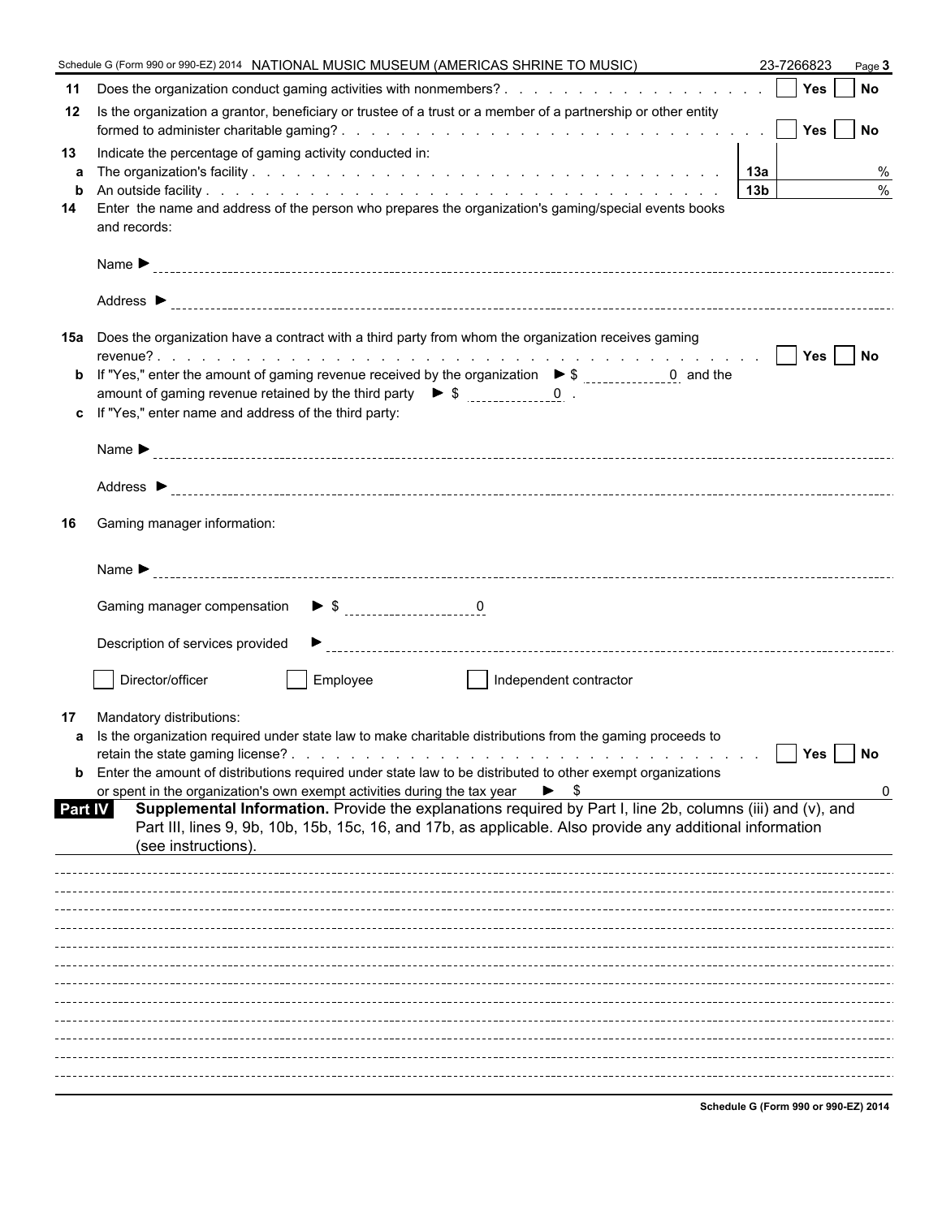Schedule G (Form 990 or 990-EZ) 2014 NATIONAL MUSIC MUSEUM (AMERICAS SHRINE TO MUSIC) 23-7266823 Page **3**

**11** Does the organization conduct gaming activities with nonmembers? . . . . . . . . . . . . . . . . . . ☐ **Yes** ☐ **No**

**12** Is the organization a grantor, beneficiary or trustee of a trust or a member of a partnership or other entity formed to administer charitable gaming? . . . . . . . . . . . . . . . . . . ☐ **Yes** ☐ **No**

**13** Indicate the percentage of gaming activity conducted in:

| | | | |
|---|---|---|---|
| **a** | The organization's facility . . . . . . . . . . . . . . . . | **13a** | % |
| **b** | An outside facility . . . . . . . . . . . . . . . . | **13b** | % |

**14** Enter the name and address of the person who prepares the organization's gaming/special events books and records:

Name ►

Address ►

**15a** Does the organization have a contract with a third party from whom the organization receives gaming revenue? . . . . . . . . . . . . . . . . . . ☐ **Yes** ☐ **No**

**b** If "Yes," enter the amount of gaming revenue received by the organization ► $ 0 and the amount of gaming revenue retained by the third party ► $ 0 .

**c** If "Yes," enter name and address of the third party:

Name ►

Address ►

**16** Gaming manager information:

Name ►

Gaming manager compensation ► $ 0

Description of services provided ►

☐ Director/officer ☐ Employee ☐ Independent contractor

**17** Mandatory distributions:

**a** Is the organization required under state law to make charitable distributions from the gaming proceeds to retain the state gaming license? . . . . . . . . . . . . . . . . . . ☐ **Yes** ☐ **No**

**b** Enter the amount of distributions required under state law to be distributed to other exempt organizations or spent in the organization's own exempt activities during the tax year ► $ 0

**Part IV** **Supplemental Information.** Provide the explanations required by Part I, line 2b, columns (iii) and (v), and Part III, lines 9, 9b, 10b, 15b, 15c, 16, and 17b, as applicable. Also provide any additional information (see instructions).

Schedule G (Form 990 or 990-EZ) 2014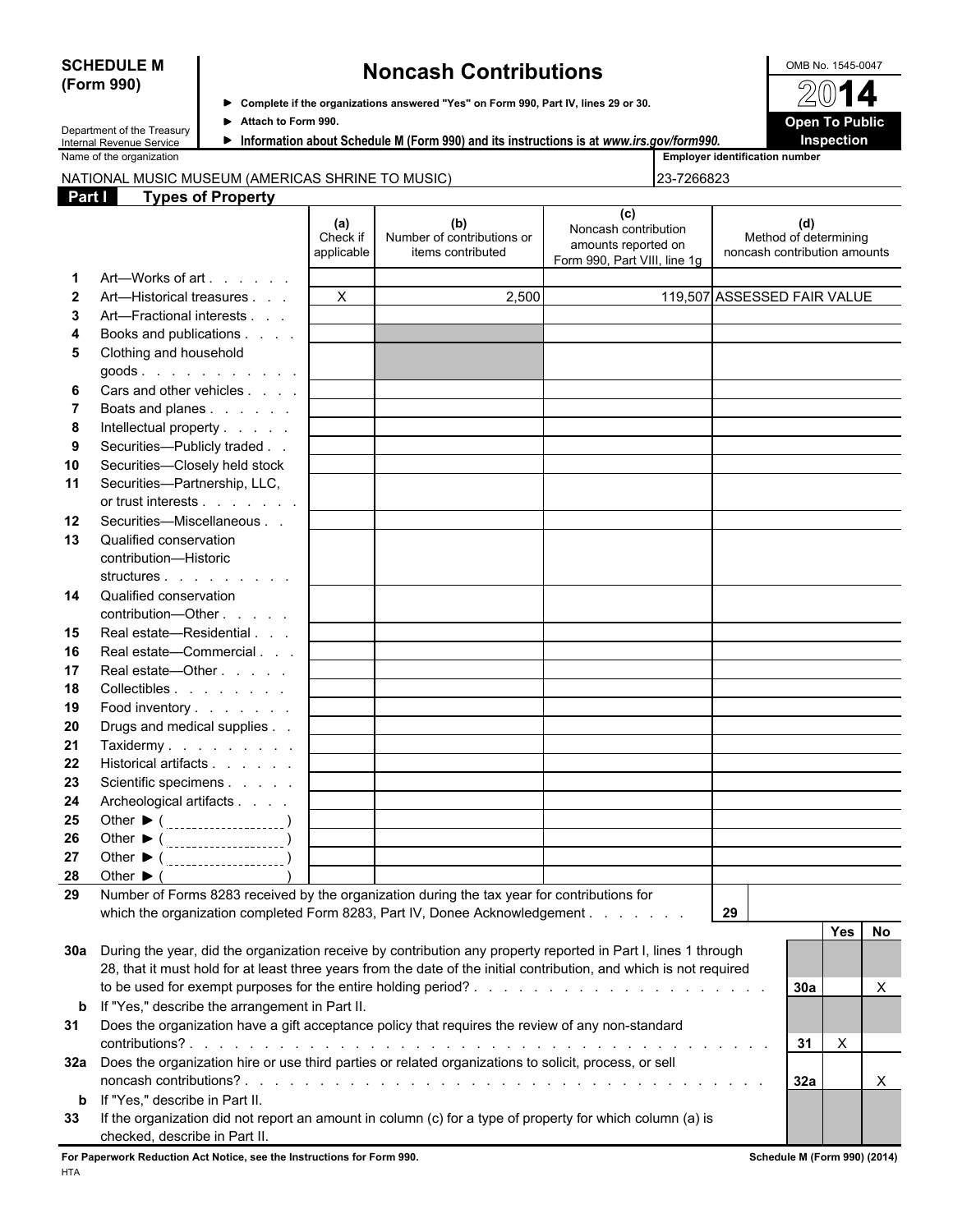**SCHEDULE M (Form 990)**

# Noncash Contributions

► Complete if the organizations answered "Yes" on Form 990, Part IV, lines 29 or 30.
► Attach to Form 990.
► Information about Schedule M (Form 990) and its instructions is at *www.irs.gov/form990.*

Department of the Treasury
Internal Revenue Service

OMB No. 1545-0047

**2014**

**Open To Public Inspection**

Name of the organization: NATIONAL MUSIC MUSEUM (AMERICAS SHRINE TO MUSIC)

Employer identification number: 23-7266823

## Part I Types of Property

| | | (a) Check if applicable | (b) Number of contributions or items contributed | (c) Noncash contribution amounts reported on Form 990, Part VIII, line 1g | (d) Method of determining noncash contribution amounts |
|---|---|---|---|---|---|
| 1 | Art—Works of art | | | | |
| 2 | Art—Historical treasures | X | 2,500 | 119,507 | ASSESSED FAIR VALUE |
| 3 | Art—Fractional interests | | | | |
| 4 | Books and publications | | | | |
| 5 | Clothing and household goods | | | | |
| 6 | Cars and other vehicles | | | | |
| 7 | Boats and planes | | | | |
| 8 | Intellectual property | | | | |
| 9 | Securities—Publicly traded | | | | |
| 10 | Securities—Closely held stock | | | | |
| 11 | Securities—Partnership, LLC, or trust interests | | | | |
| 12 | Securities—Miscellaneous | | | | |
| 13 | Qualified conservation contribution—Historic structures | | | | |
| 14 | Qualified conservation contribution—Other | | | | |
| 15 | Real estate—Residential | | | | |
| 16 | Real estate—Commercial | | | | |
| 17 | Real estate—Other | | | | |
| 18 | Collectibles | | | | |
| 19 | Food inventory | | | | |
| 20 | Drugs and medical supplies | | | | |
| 21 | Taxidermy | | | | |
| 22 | Historical artifacts | | | | |
| 23 | Scientific specimens | | | | |
| 24 | Archeological artifacts | | | | |
| 25 | Other ► ( ) | | | | |
| 26 | Other ► ( ) | | | | |
| 27 | Other ► ( ) | | | | |
| 28 | Other ► ( ) | | | | |

**29** Number of Forms 8283 received by the organization during the tax year for contributions for which the organization completed Form 8283, Part IV, Donee Acknowledgement . . . . . . . **29**

| | | | Yes | No |
|---|---|---|---|---|
| 30a | During the year, did the organization receive by contribution any property reported in Part I, lines 1 through 28, that it must hold for at least three years from the date of the initial contribution, and which is not required to be used for exempt purposes for the entire holding period? | 30a | | X |
| b | If "Yes," describe the arrangement in Part II. | | | |
| 31 | Does the organization have a gift acceptance policy that requires the review of any non-standard contributions? | 31 | X | |
| 32a | Does the organization hire or use third parties or related organizations to solicit, process, or sell noncash contributions? | 32a | | X |
| b | If "Yes," describe in Part II. | | | |
| 33 | If the organization did not report an amount in column (c) for a type of property for which column (a) is checked, describe in Part II. | | | |

**For Paperwork Reduction Act Notice, see the Instructions for Form 990.** **Schedule M (Form 990) (2014)**

HTA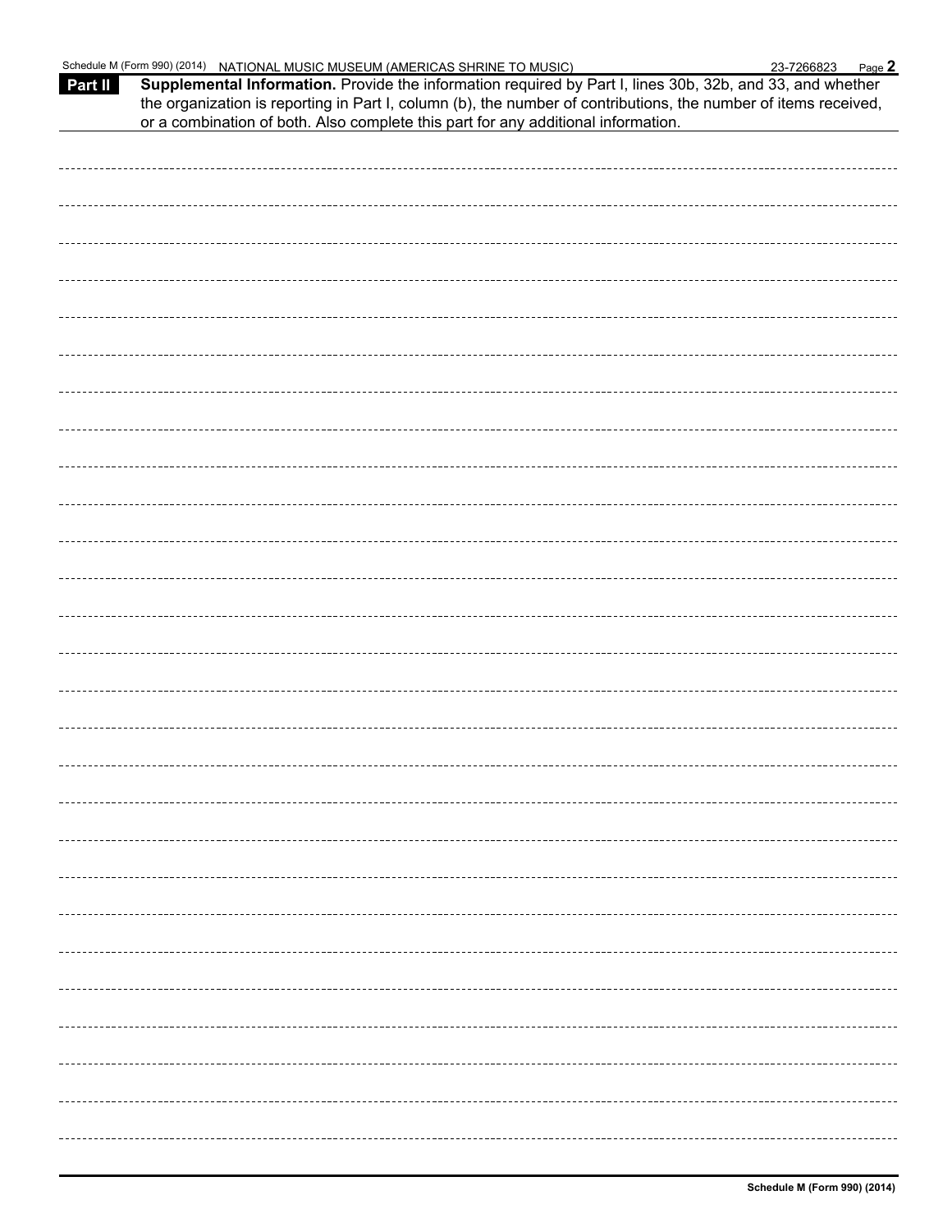**Part II** **Supplemental Information.** Provide the information required by Part I, lines 30b, 32b, and 33, and whether the organization is reporting in Part I, column (b), the number of contributions, the number of items received, or a combination of both. Also complete this part for any additional information.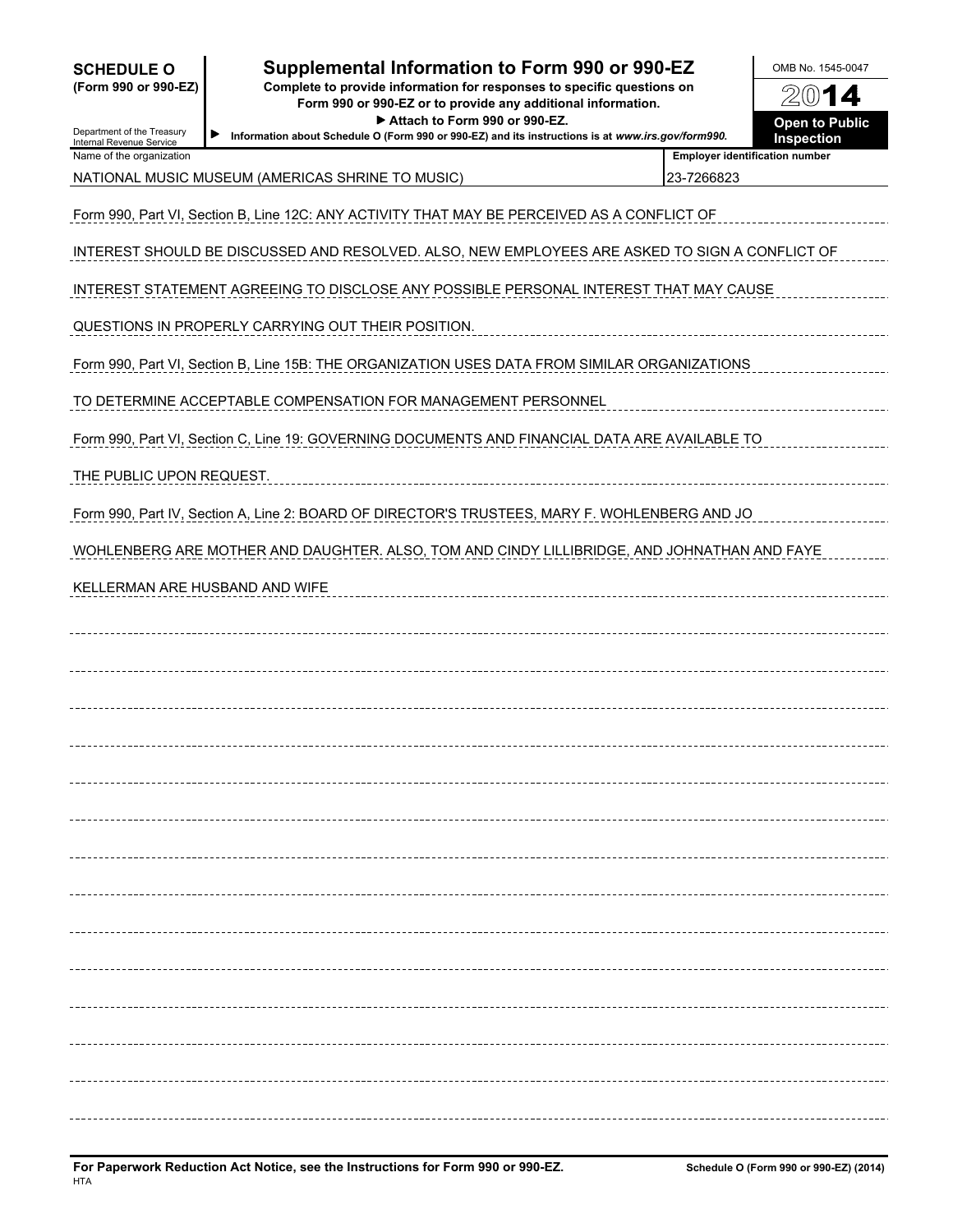**SCHEDULE O (Form 990 or 990-EZ)**

Department of the Treasury
Internal Revenue Service

# Supplemental Information to Form 990 or 990-EZ

**Complete to provide information for responses to specific questions on Form 990 or 990-EZ or to provide any additional information.**

**▶ Attach to Form 990 or 990-EZ.**

▶ **Information about Schedule O (Form 990 or 990-EZ) and its instructions is at *www.irs.gov/form990*.**

OMB No. 1545-0047

**2014**

**Open to Public Inspection**

| Name of the organization | Employer identification number |
|---|---|
| NATIONAL MUSIC MUSEUM (AMERICAS SHRINE TO MUSIC) | 23-7266823 |

Form 990, Part VI, Section B, Line 12C: ANY ACTIVITY THAT MAY BE PERCEIVED AS A CONFLICT OF INTEREST SHOULD BE DISCUSSED AND RESOLVED. ALSO, NEW EMPLOYEES ARE ASKED TO SIGN A CONFLICT OF INTEREST STATEMENT AGREEING TO DISCLOSE ANY POSSIBLE PERSONAL INTEREST THAT MAY CAUSE QUESTIONS IN PROPERLY CARRYING OUT THEIR POSITION.

Form 990, Part VI, Section B, Line 15B: THE ORGANIZATION USES DATA FROM SIMILAR ORGANIZATIONS TO DETERMINE ACCEPTABLE COMPENSATION FOR MANAGEMENT PERSONNEL

Form 990, Part VI, Section C, Line 19: GOVERNING DOCUMENTS AND FINANCIAL DATA ARE AVAILABLE TO THE PUBLIC UPON REQUEST.

Form 990, Part IV, Section A, Line 2: BOARD OF DIRECTOR'S TRUSTEES, MARY F. WOHLENBERG AND JO WOHLENBERG ARE MOTHER AND DAUGHTER. ALSO, TOM AND CINDY LILLIBRIDGE, AND JOHNATHAN AND FAYE KELLERMAN ARE HUSBAND AND WIFE

**For Paperwork Reduction Act Notice, see the Instructions for Form 990 or 990-EZ.**

HTA

**Schedule O (Form 990 or 990-EZ) (2014)**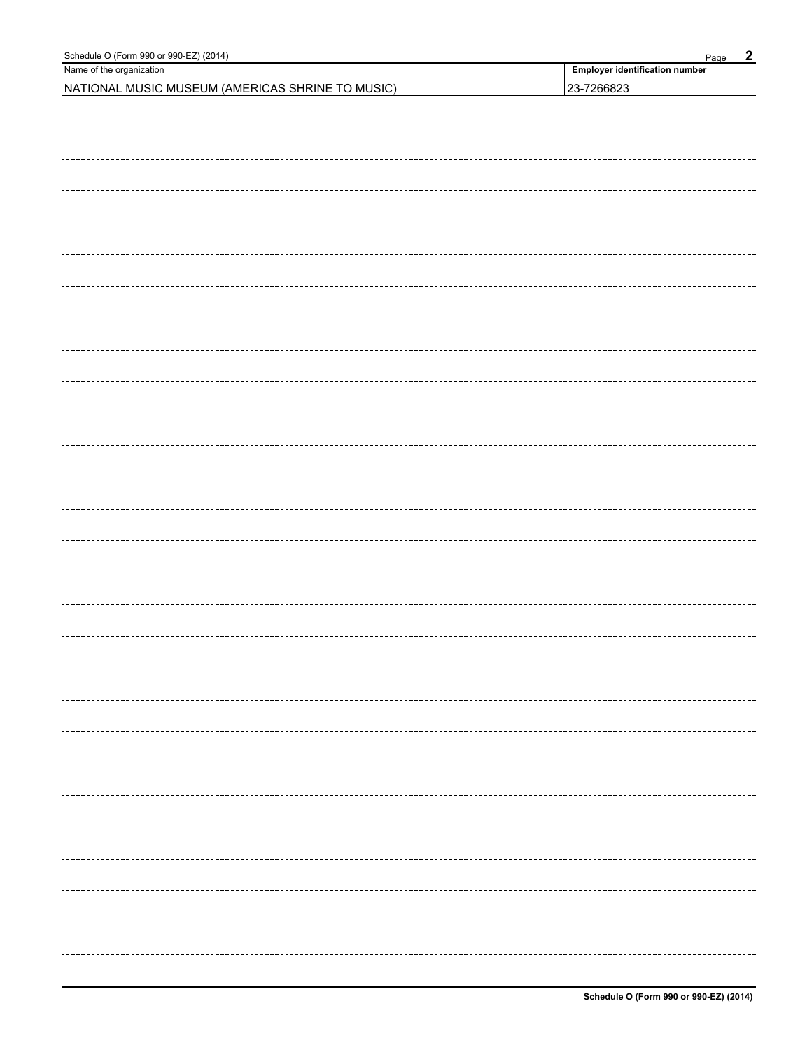Name of the organization | Employer identification number
--- | ---
NATIONAL MUSIC MUSEUM (AMERICAS SHRINE TO MUSIC) | 23-7266823